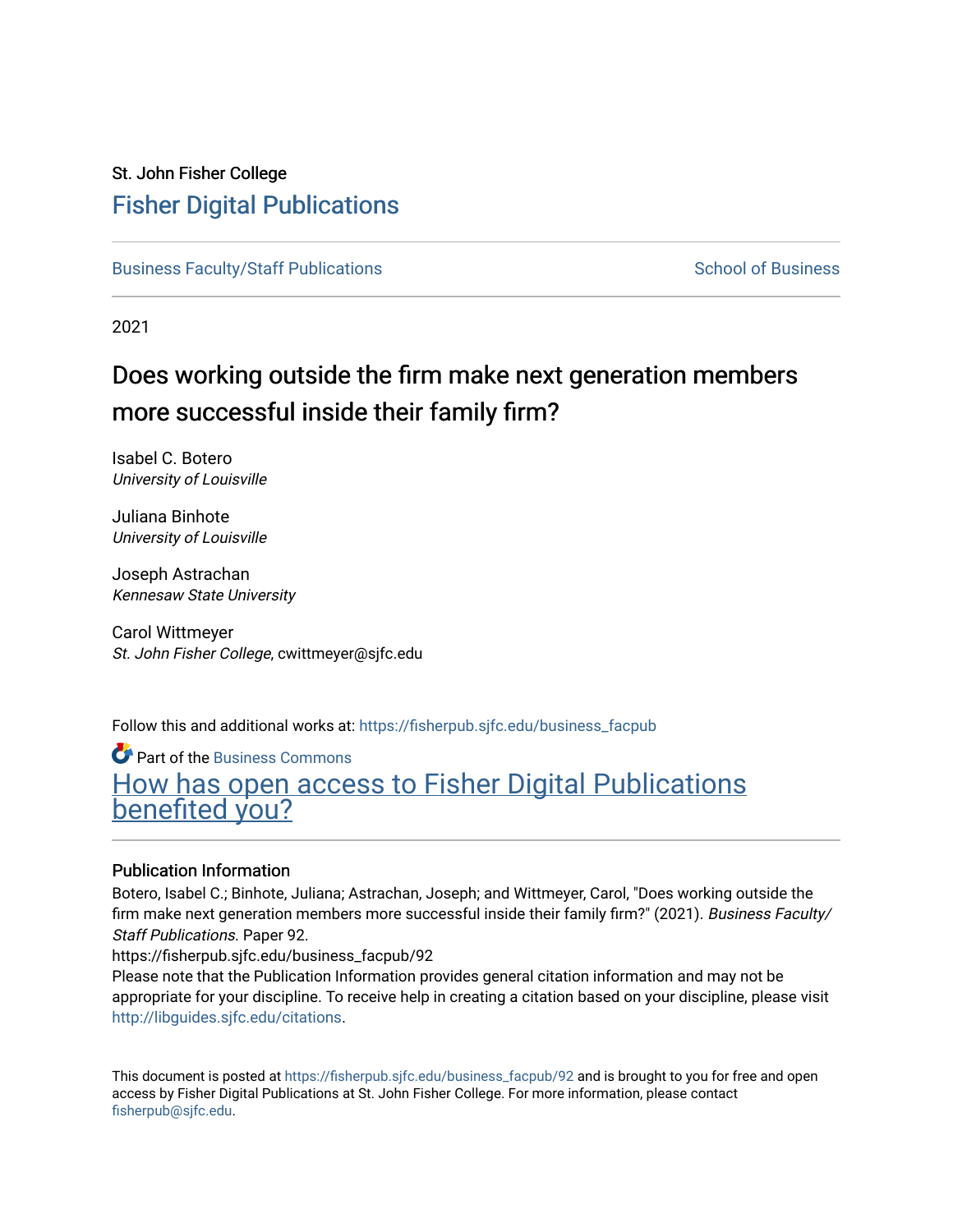St. John Fisher College

# Fisher Digital Publications

Business Faculty/Staff Publications | School of Business

2021

## Does working outside the firm make next generation members more successful inside their family firm?

Isabel C. Botero
*University of Louisville*

Juliana Binhote
*University of Louisville*

Joseph Astrachan
*Kennesaw State University*

Carol Wittmeyer
*St. John Fisher College*, cwittmeyer@sjfc.edu

Follow this and additional works at: https://fisherpub.sjfc.edu/business_facpub

Part of the Business Commons

How has open access to Fisher Digital Publications benefited you?

### Publication Information

Botero, Isabel C.; Binhote, Juliana; Astrachan, Joseph; and Wittmeyer, Carol, "Does working outside the firm make next generation members more successful inside their family firm?" (2021). *Business Faculty/Staff Publications.* Paper 92.
https://fisherpub.sjfc.edu/business_facpub/92
Please note that the Publication Information provides general citation information and may not be appropriate for your discipline. To receive help in creating a citation based on your discipline, please visit http://libguides.sjfc.edu/citations.

This document is posted at https://fisherpub.sjfc.edu/business_facpub/92 and is brought to you for free and open access by Fisher Digital Publications at St. John Fisher College. For more information, please contact fisherpub@sjfc.edu.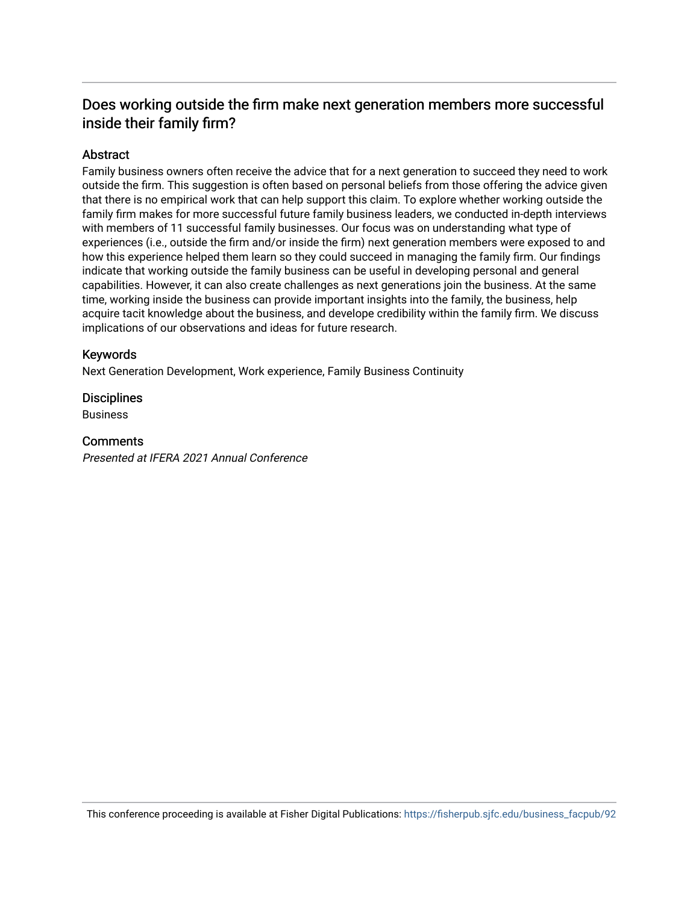## Does working outside the firm make next generation members more successful inside their family firm?

### Abstract

Family business owners often receive the advice that for a next generation to succeed they need to work outside the firm. This suggestion is often based on personal beliefs from those offering the advice given that there is no empirical work that can help support this claim. To explore whether working outside the family firm makes for more successful future family business leaders, we conducted in-depth interviews with members of 11 successful family businesses. Our focus was on understanding what type of experiences (i.e., outside the firm and/or inside the firm) next generation members were exposed to and how this experience helped them learn so they could succeed in managing the family firm. Our findings indicate that working outside the family business can be useful in developing personal and general capabilities. However, it can also create challenges as next generations join the business. At the same time, working inside the business can provide important insights into the family, the business, help acquire tacit knowledge about the business, and develope credibility within the family firm. We discuss implications of our observations and ideas for future research.

### Keywords

Next Generation Development, Work experience, Family Business Continuity

### Disciplines

Business

### Comments

*Presented at IFERA 2021 Annual Conference*

This conference proceeding is available at Fisher Digital Publications: https://fisherpub.sjfc.edu/business_facpub/92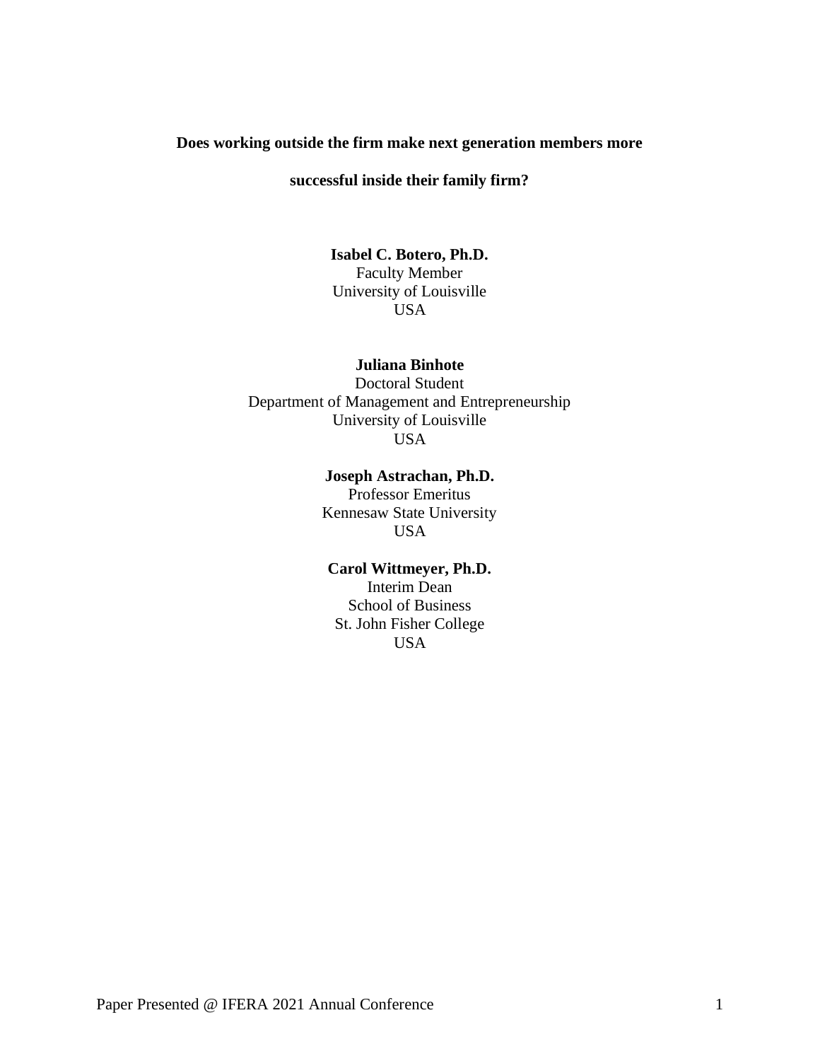**Does working outside the firm make next generation members more successful inside their family firm?**

**Isabel C. Botero, Ph.D.**
Faculty Member
University of Louisville
USA

**Juliana Binhote**
Doctoral Student
Department of Management and Entrepreneurship
University of Louisville
USA

**Joseph Astrachan, Ph.D.**
Professor Emeritus
Kennesaw State University
USA

**Carol Wittmeyer, Ph.D.**
Interim Dean
School of Business
St. John Fisher College
USA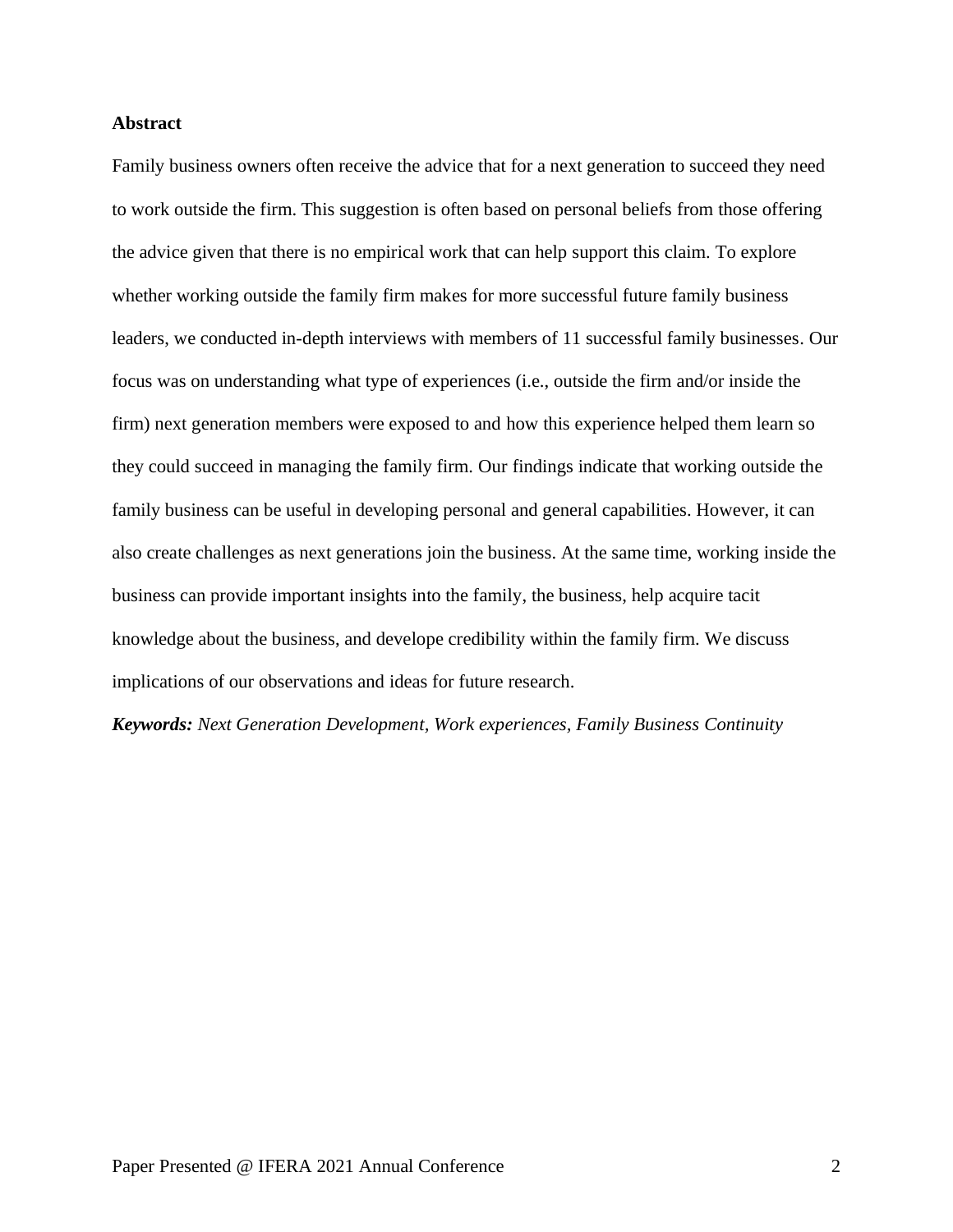**Abstract**

Family business owners often receive the advice that for a next generation to succeed they need to work outside the firm. This suggestion is often based on personal beliefs from those offering the advice given that there is no empirical work that can help support this claim. To explore whether working outside the family firm makes for more successful future family business leaders, we conducted in-depth interviews with members of 11 successful family businesses. Our focus was on understanding what type of experiences (i.e., outside the firm and/or inside the firm) next generation members were exposed to and how this experience helped them learn so they could succeed in managing the family firm. Our findings indicate that working outside the family business can be useful in developing personal and general capabilities. However, it can also create challenges as next generations join the business. At the same time, working inside the business can provide important insights into the family, the business, help acquire tacit knowledge about the business, and develope credibility within the family firm. We discuss implications of our observations and ideas for future research.

***Keywords:*** *Next Generation Development, Work experiences, Family Business Continuity*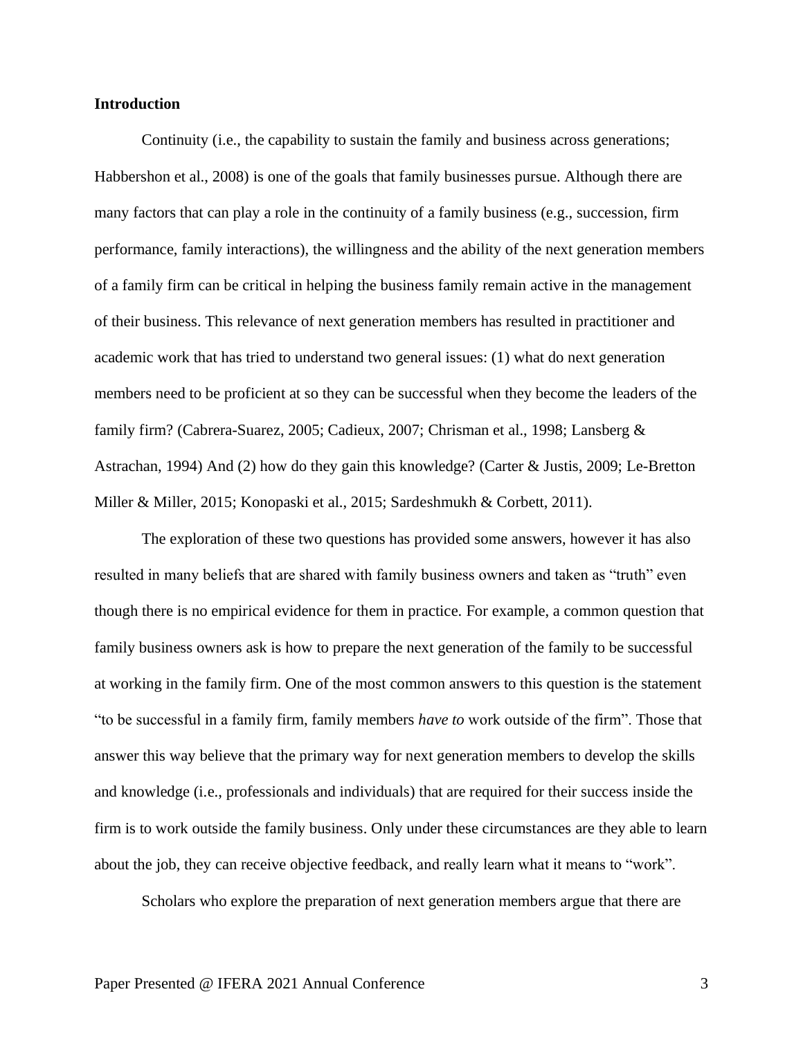**Introduction**

Continuity (i.e., the capability to sustain the family and business across generations; Habbershon et al., 2008) is one of the goals that family businesses pursue. Although there are many factors that can play a role in the continuity of a family business (e.g., succession, firm performance, family interactions), the willingness and the ability of the next generation members of a family firm can be critical in helping the business family remain active in the management of their business. This relevance of next generation members has resulted in practitioner and academic work that has tried to understand two general issues: (1) what do next generation members need to be proficient at so they can be successful when they become the leaders of the family firm? (Cabrera-Suarez, 2005; Cadieux, 2007; Chrisman et al., 1998; Lansberg & Astrachan, 1994) And (2) how do they gain this knowledge? (Carter & Justis, 2009; Le-Bretton Miller & Miller, 2015; Konopaski et al., 2015; Sardeshmukh & Corbett, 2011).

The exploration of these two questions has provided some answers, however it has also resulted in many beliefs that are shared with family business owners and taken as "truth" even though there is no empirical evidence for them in practice. For example, a common question that family business owners ask is how to prepare the next generation of the family to be successful at working in the family firm. One of the most common answers to this question is the statement "to be successful in a family firm, family members *have to* work outside of the firm". Those that answer this way believe that the primary way for next generation members to develop the skills and knowledge (i.e., professionals and individuals) that are required for their success inside the firm is to work outside the family business. Only under these circumstances are they able to learn about the job, they can receive objective feedback, and really learn what it means to "work".

Scholars who explore the preparation of next generation members argue that there are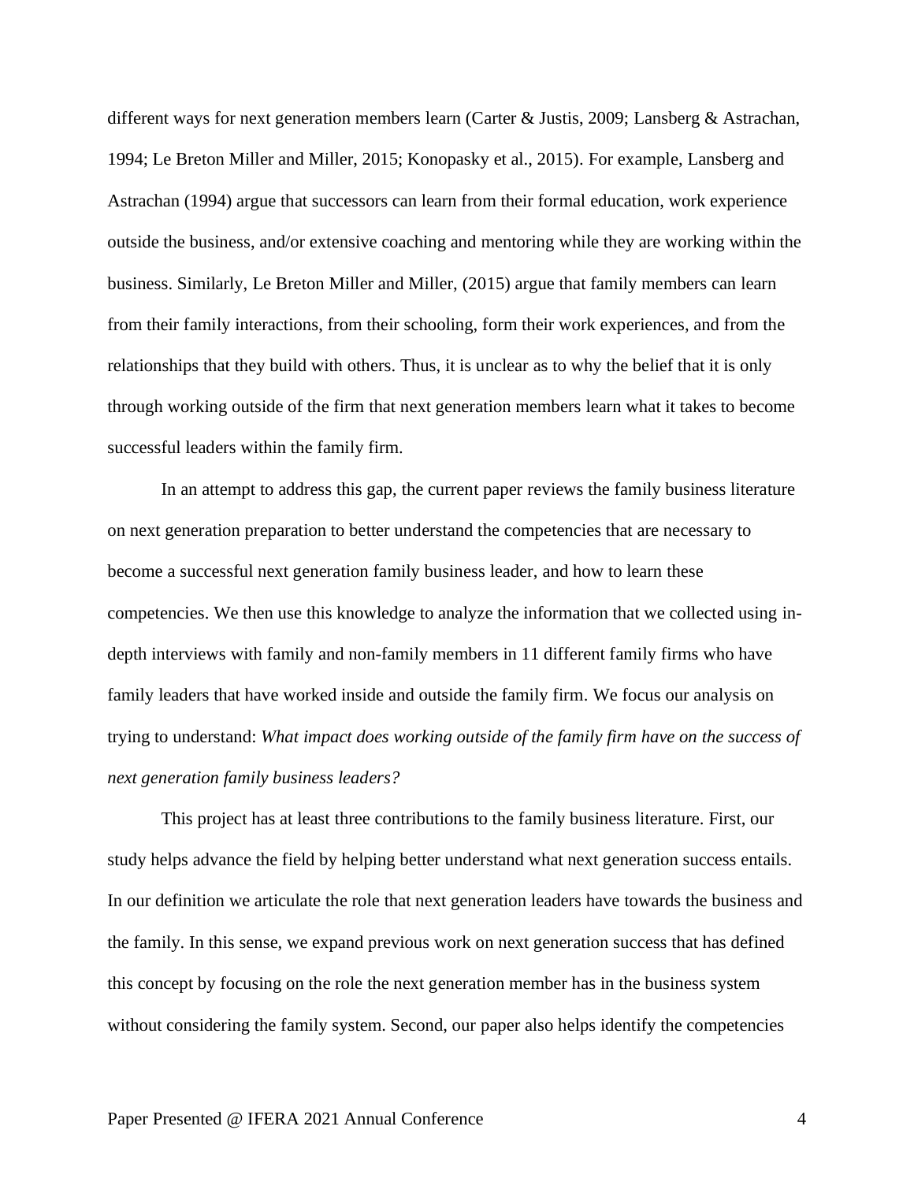different ways for next generation members learn (Carter & Justis, 2009; Lansberg & Astrachan, 1994; Le Breton Miller and Miller, 2015; Konopasky et al., 2015). For example, Lansberg and Astrachan (1994) argue that successors can learn from their formal education, work experience outside the business, and/or extensive coaching and mentoring while they are working within the business. Similarly, Le Breton Miller and Miller, (2015) argue that family members can learn from their family interactions, from their schooling, form their work experiences, and from the relationships that they build with others. Thus, it is unclear as to why the belief that it is only through working outside of the firm that next generation members learn what it takes to become successful leaders within the family firm.

In an attempt to address this gap, the current paper reviews the family business literature on next generation preparation to better understand the competencies that are necessary to become a successful next generation family business leader, and how to learn these competencies. We then use this knowledge to analyze the information that we collected using in-depth interviews with family and non-family members in 11 different family firms who have family leaders that have worked inside and outside the family firm. We focus our analysis on trying to understand: *What impact does working outside of the family firm have on the success of next generation family business leaders?*

This project has at least three contributions to the family business literature. First, our study helps advance the field by helping better understand what next generation success entails. In our definition we articulate the role that next generation leaders have towards the business and the family. In this sense, we expand previous work on next generation success that has defined this concept by focusing on the role the next generation member has in the business system without considering the family system. Second, our paper also helps identify the competencies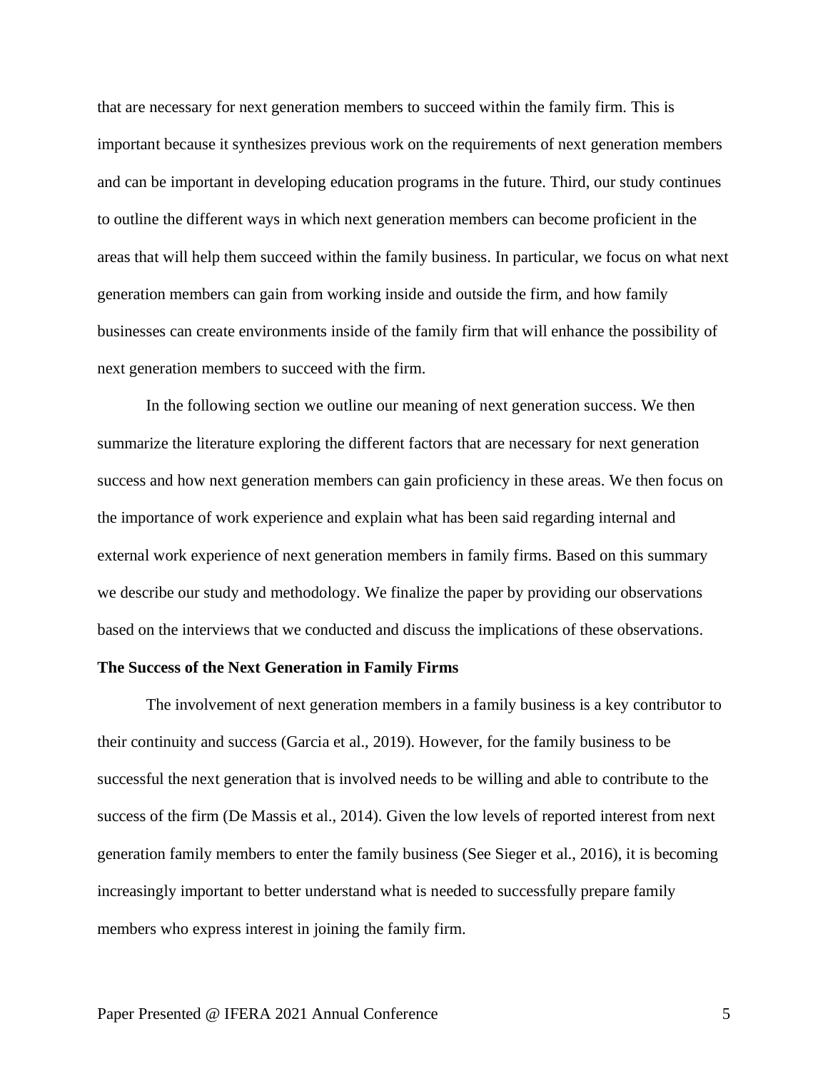that are necessary for next generation members to succeed within the family firm. This is important because it synthesizes previous work on the requirements of next generation members and can be important in developing education programs in the future. Third, our study continues to outline the different ways in which next generation members can become proficient in the areas that will help them succeed within the family business. In particular, we focus on what next generation members can gain from working inside and outside the firm, and how family businesses can create environments inside of the family firm that will enhance the possibility of next generation members to succeed with the firm.

In the following section we outline our meaning of next generation success. We then summarize the literature exploring the different factors that are necessary for next generation success and how next generation members can gain proficiency in these areas. We then focus on the importance of work experience and explain what has been said regarding internal and external work experience of next generation members in family firms. Based on this summary we describe our study and methodology. We finalize the paper by providing our observations based on the interviews that we conducted and discuss the implications of these observations.

**The Success of the Next Generation in Family Firms**

The involvement of next generation members in a family business is a key contributor to their continuity and success (Garcia et al., 2019). However, for the family business to be successful the next generation that is involved needs to be willing and able to contribute to the success of the firm (De Massis et al., 2014). Given the low levels of reported interest from next generation family members to enter the family business (See Sieger et al., 2016), it is becoming increasingly important to better understand what is needed to successfully prepare family members who express interest in joining the family firm.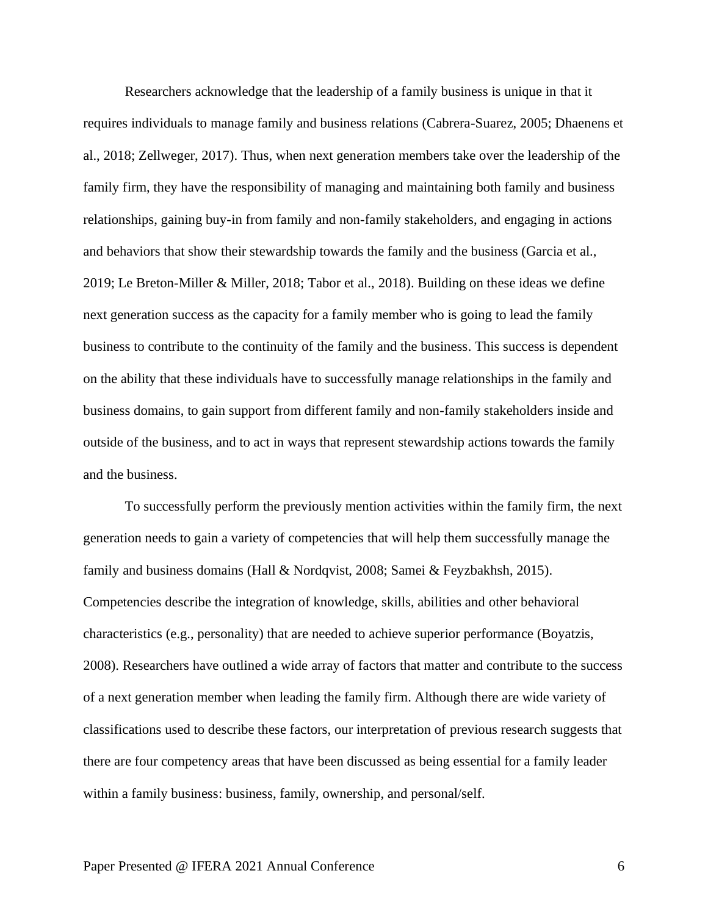Researchers acknowledge that the leadership of a family business is unique in that it requires individuals to manage family and business relations (Cabrera-Suarez, 2005; Dhaenens et al., 2018; Zellweger, 2017). Thus, when next generation members take over the leadership of the family firm, they have the responsibility of managing and maintaining both family and business relationships, gaining buy-in from family and non-family stakeholders, and engaging in actions and behaviors that show their stewardship towards the family and the business (Garcia et al., 2019; Le Breton-Miller & Miller, 2018; Tabor et al., 2018). Building on these ideas we define next generation success as the capacity for a family member who is going to lead the family business to contribute to the continuity of the family and the business. This success is dependent on the ability that these individuals have to successfully manage relationships in the family and business domains, to gain support from different family and non-family stakeholders inside and outside of the business, and to act in ways that represent stewardship actions towards the family and the business.

To successfully perform the previously mention activities within the family firm, the next generation needs to gain a variety of competencies that will help them successfully manage the family and business domains (Hall & Nordqvist, 2008; Samei & Feyzbakhsh, 2015). Competencies describe the integration of knowledge, skills, abilities and other behavioral characteristics (e.g., personality) that are needed to achieve superior performance (Boyatzis, 2008). Researchers have outlined a wide array of factors that matter and contribute to the success of a next generation member when leading the family firm. Although there are wide variety of classifications used to describe these factors, our interpretation of previous research suggests that there are four competency areas that have been discussed as being essential for a family leader within a family business: business, family, ownership, and personal/self.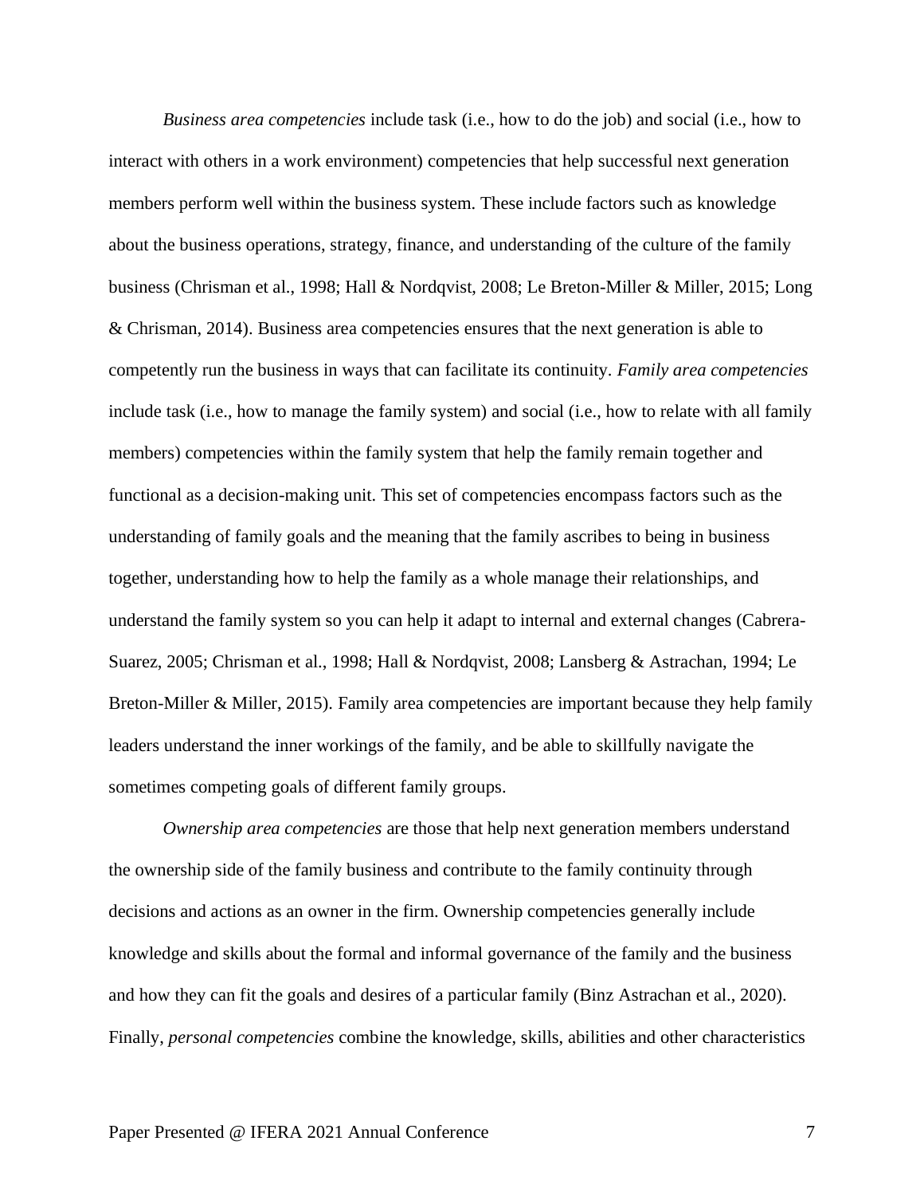*Business area competencies* include task (i.e., how to do the job) and social (i.e., how to interact with others in a work environment) competencies that help successful next generation members perform well within the business system. These include factors such as knowledge about the business operations, strategy, finance, and understanding of the culture of the family business (Chrisman et al., 1998; Hall & Nordqvist, 2008; Le Breton-Miller & Miller, 2015; Long & Chrisman, 2014). Business area competencies ensures that the next generation is able to competently run the business in ways that can facilitate its continuity. *Family area competencies* include task (i.e., how to manage the family system) and social (i.e., how to relate with all family members) competencies within the family system that help the family remain together and functional as a decision-making unit. This set of competencies encompass factors such as the understanding of family goals and the meaning that the family ascribes to being in business together, understanding how to help the family as a whole manage their relationships, and understand the family system so you can help it adapt to internal and external changes (Cabrera-Suarez, 2005; Chrisman et al., 1998; Hall & Nordqvist, 2008; Lansberg & Astrachan, 1994; Le Breton-Miller & Miller, 2015). Family area competencies are important because they help family leaders understand the inner workings of the family, and be able to skillfully navigate the sometimes competing goals of different family groups.

*Ownership area competencies* are those that help next generation members understand the ownership side of the family business and contribute to the family continuity through decisions and actions as an owner in the firm. Ownership competencies generally include knowledge and skills about the formal and informal governance of the family and the business and how they can fit the goals and desires of a particular family (Binz Astrachan et al., 2020). Finally, *personal competencies* combine the knowledge, skills, abilities and other characteristics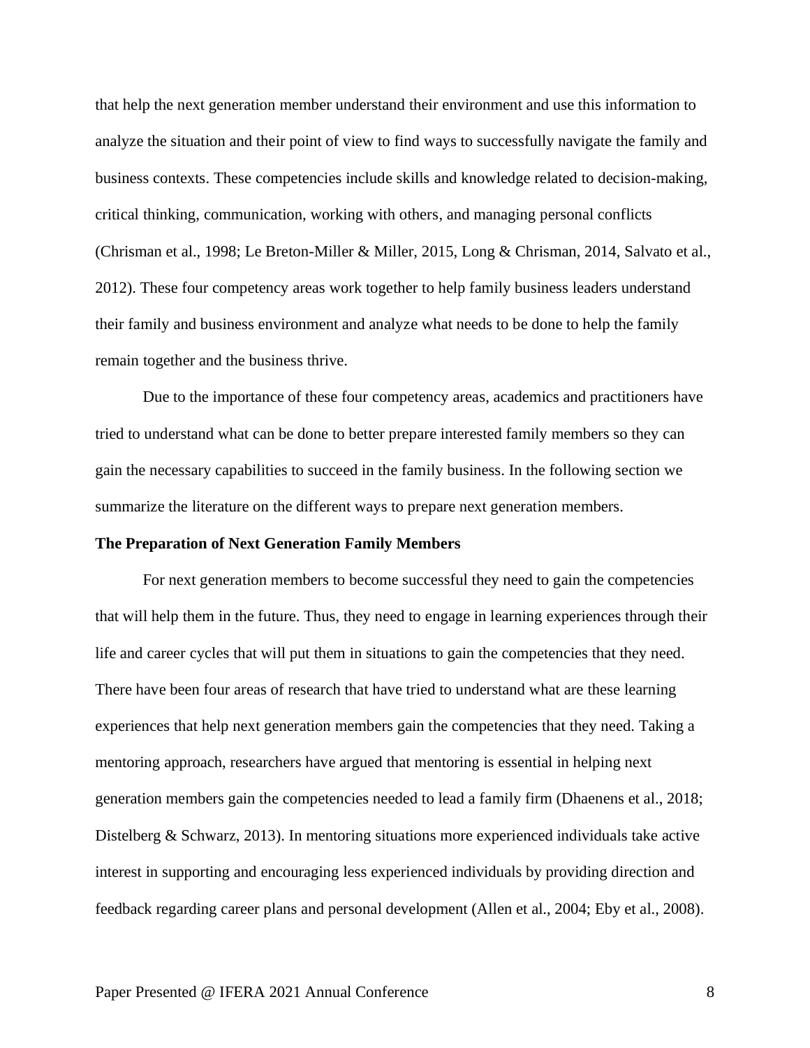that help the next generation member understand their environment and use this information to analyze the situation and their point of view to find ways to successfully navigate the family and business contexts. These competencies include skills and knowledge related to decision-making, critical thinking, communication, working with others, and managing personal conflicts (Chrisman et al., 1998; Le Breton-Miller & Miller, 2015, Long & Chrisman, 2014, Salvato et al., 2012). These four competency areas work together to help family business leaders understand their family and business environment and analyze what needs to be done to help the family remain together and the business thrive.

Due to the importance of these four competency areas, academics and practitioners have tried to understand what can be done to better prepare interested family members so they can gain the necessary capabilities to succeed in the family business. In the following section we summarize the literature on the different ways to prepare next generation members.

**The Preparation of Next Generation Family Members**

For next generation members to become successful they need to gain the competencies that will help them in the future. Thus, they need to engage in learning experiences through their life and career cycles that will put them in situations to gain the competencies that they need. There have been four areas of research that have tried to understand what are these learning experiences that help next generation members gain the competencies that they need. Taking a mentoring approach, researchers have argued that mentoring is essential in helping next generation members gain the competencies needed to lead a family firm (Dhaenens et al., 2018; Distelberg & Schwarz, 2013). In mentoring situations more experienced individuals take active interest in supporting and encouraging less experienced individuals by providing direction and feedback regarding career plans and personal development (Allen et al., 2004; Eby et al., 2008).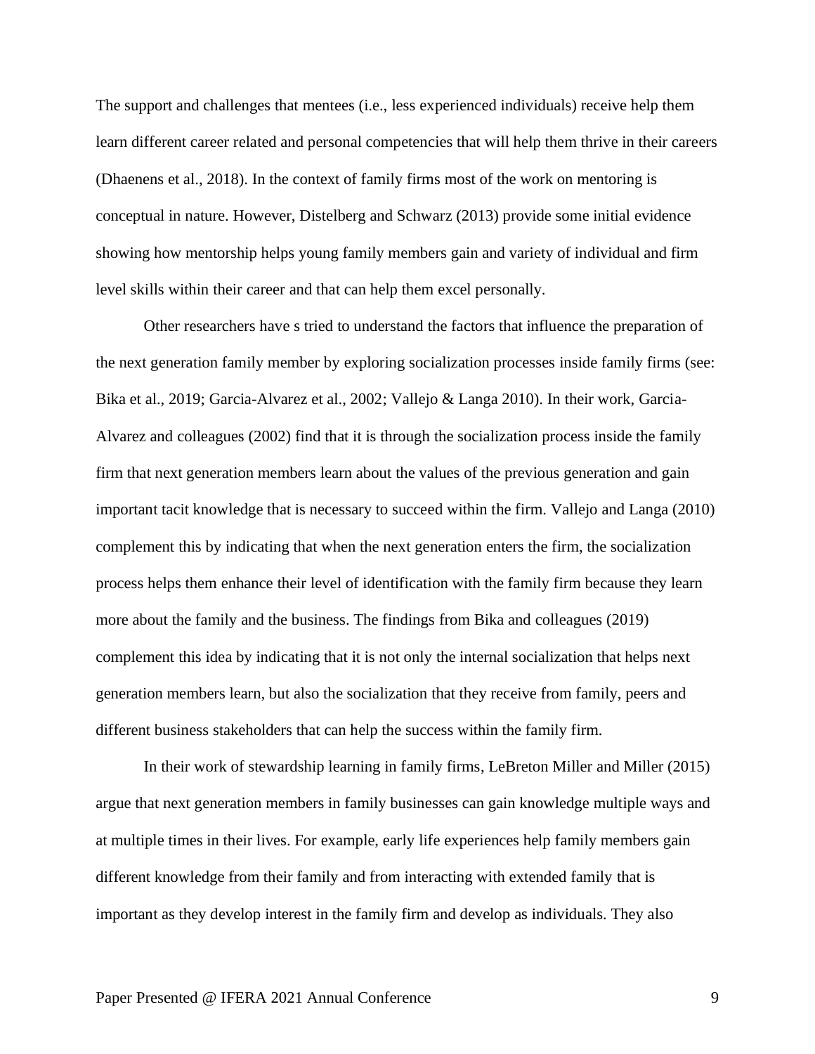The support and challenges that mentees (i.e., less experienced individuals) receive help them learn different career related and personal competencies that will help them thrive in their careers (Dhaenens et al., 2018). In the context of family firms most of the work on mentoring is conceptual in nature. However, Distelberg and Schwarz (2013) provide some initial evidence showing how mentorship helps young family members gain and variety of individual and firm level skills within their career and that can help them excel personally.

Other researchers have s tried to understand the factors that influence the preparation of the next generation family member by exploring socialization processes inside family firms (see: Bika et al., 2019; Garcia-Alvarez et al., 2002; Vallejo & Langa 2010). In their work, Garcia-Alvarez and colleagues (2002) find that it is through the socialization process inside the family firm that next generation members learn about the values of the previous generation and gain important tacit knowledge that is necessary to succeed within the firm. Vallejo and Langa (2010) complement this by indicating that when the next generation enters the firm, the socialization process helps them enhance their level of identification with the family firm because they learn more about the family and the business. The findings from Bika and colleagues (2019) complement this idea by indicating that it is not only the internal socialization that helps next generation members learn, but also the socialization that they receive from family, peers and different business stakeholders that can help the success within the family firm.

In their work of stewardship learning in family firms, LeBreton Miller and Miller (2015) argue that next generation members in family businesses can gain knowledge multiple ways and at multiple times in their lives. For example, early life experiences help family members gain different knowledge from their family and from interacting with extended family that is important as they develop interest in the family firm and develop as individuals. They also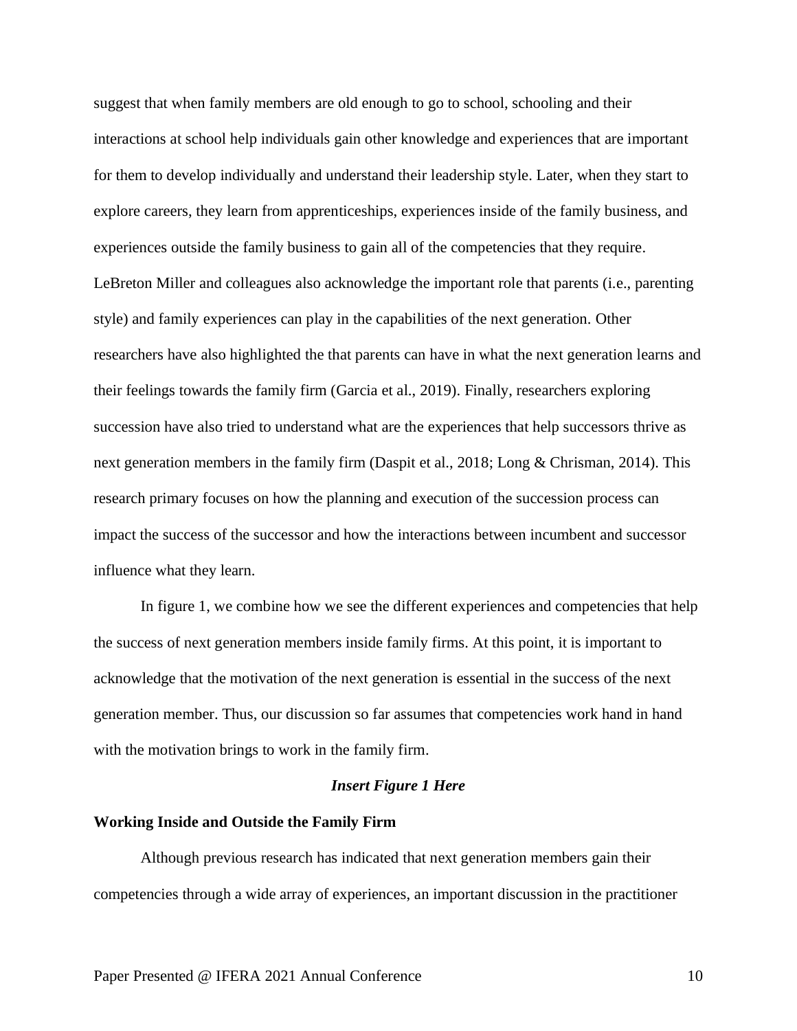suggest that when family members are old enough to go to school, schooling and their interactions at school help individuals gain other knowledge and experiences that are important for them to develop individually and understand their leadership style. Later, when they start to explore careers, they learn from apprenticeships, experiences inside of the family business, and experiences outside the family business to gain all of the competencies that they require. LeBreton Miller and colleagues also acknowledge the important role that parents (i.e., parenting style) and family experiences can play in the capabilities of the next generation. Other researchers have also highlighted the that parents can have in what the next generation learns and their feelings towards the family firm (Garcia et al., 2019). Finally, researchers exploring succession have also tried to understand what are the experiences that help successors thrive as next generation members in the family firm (Daspit et al., 2018; Long & Chrisman, 2014). This research primary focuses on how the planning and execution of the succession process can impact the success of the successor and how the interactions between incumbent and successor influence what they learn.

In figure 1, we combine how we see the different experiences and competencies that help the success of next generation members inside family firms. At this point, it is important to acknowledge that the motivation of the next generation is essential in the success of the next generation member. Thus, our discussion so far assumes that competencies work hand in hand with the motivation brings to work in the family firm.

***Insert Figure 1 Here***

**Working Inside and Outside the Family Firm**

Although previous research has indicated that next generation members gain their competencies through a wide array of experiences, an important discussion in the practitioner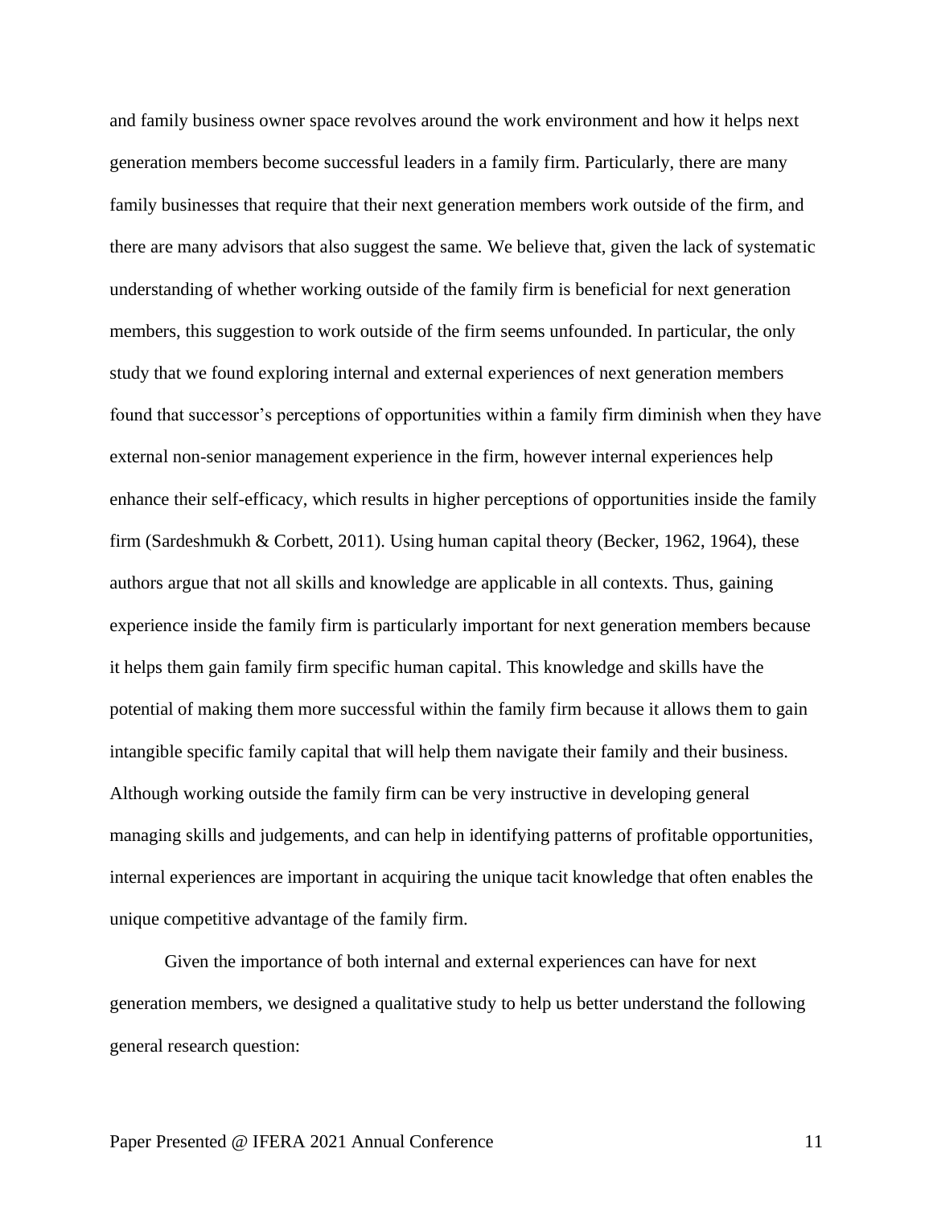and family business owner space revolves around the work environment and how it helps next generation members become successful leaders in a family firm. Particularly, there are many family businesses that require that their next generation members work outside of the firm, and there are many advisors that also suggest the same. We believe that, given the lack of systematic understanding of whether working outside of the family firm is beneficial for next generation members, this suggestion to work outside of the firm seems unfounded. In particular, the only study that we found exploring internal and external experiences of next generation members found that successor's perceptions of opportunities within a family firm diminish when they have external non-senior management experience in the firm, however internal experiences help enhance their self-efficacy, which results in higher perceptions of opportunities inside the family firm (Sardeshmukh & Corbett, 2011). Using human capital theory (Becker, 1962, 1964), these authors argue that not all skills and knowledge are applicable in all contexts. Thus, gaining experience inside the family firm is particularly important for next generation members because it helps them gain family firm specific human capital. This knowledge and skills have the potential of making them more successful within the family firm because it allows them to gain intangible specific family capital that will help them navigate their family and their business. Although working outside the family firm can be very instructive in developing general managing skills and judgements, and can help in identifying patterns of profitable opportunities, internal experiences are important in acquiring the unique tacit knowledge that often enables the unique competitive advantage of the family firm.

Given the importance of both internal and external experiences can have for next generation members, we designed a qualitative study to help us better understand the following general research question: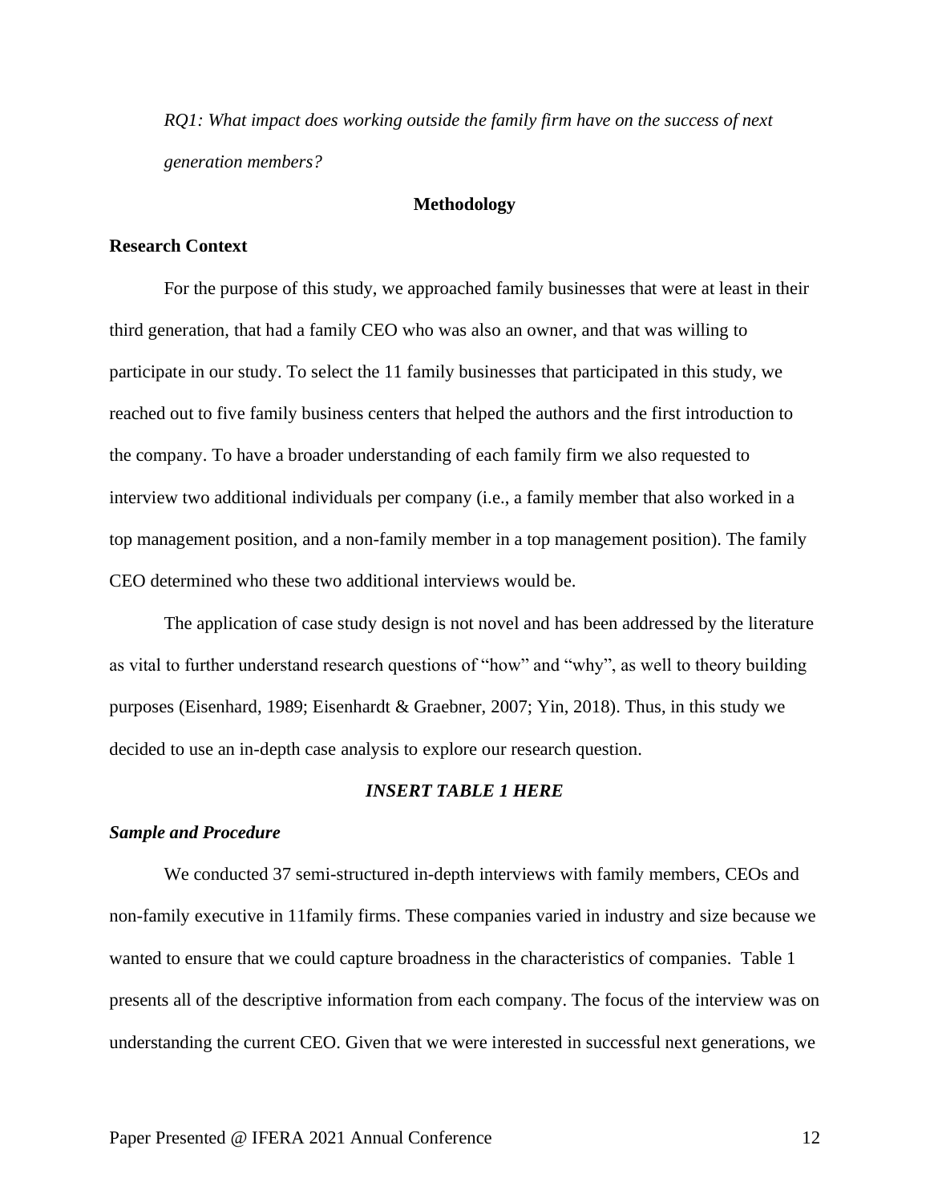*RQ1: What impact does working outside the family firm have on the success of next generation members?*

## Methodology

### Research Context

For the purpose of this study, we approached family businesses that were at least in their third generation, that had a family CEO who was also an owner, and that was willing to participate in our study. To select the 11 family businesses that participated in this study, we reached out to five family business centers that helped the authors and the first introduction to the company. To have a broader understanding of each family firm we also requested to interview two additional individuals per company (i.e., a family member that also worked in a top management position, and a non-family member in a top management position). The family CEO determined who these two additional interviews would be.

The application of case study design is not novel and has been addressed by the literature as vital to further understand research questions of "how" and "why", as well to theory building purposes (Eisenhard, 1989; Eisenhardt & Graebner, 2007; Yin, 2018). Thus, in this study we decided to use an in-depth case analysis to explore our research question.

***INSERT TABLE 1 HERE***

### *Sample and Procedure*

We conducted 37 semi-structured in-depth interviews with family members, CEOs and non-family executive in 11family firms. These companies varied in industry and size because we wanted to ensure that we could capture broadness in the characteristics of companies. Table 1 presents all of the descriptive information from each company. The focus of the interview was on understanding the current CEO. Given that we were interested in successful next generations, we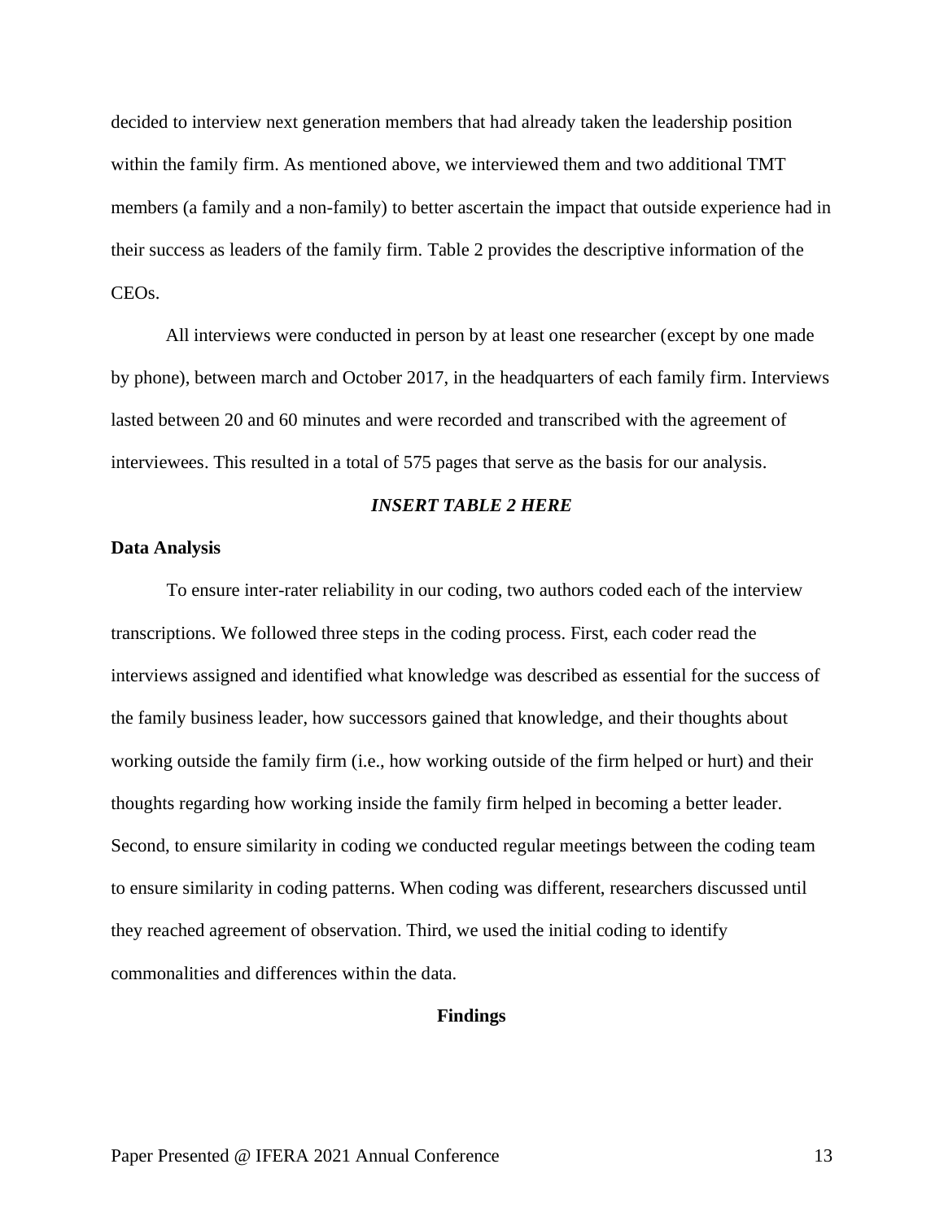decided to interview next generation members that had already taken the leadership position within the family firm. As mentioned above, we interviewed them and two additional TMT members (a family and a non-family) to better ascertain the impact that outside experience had in their success as leaders of the family firm. Table 2 provides the descriptive information of the CEOs.

All interviews were conducted in person by at least one researcher (except by one made by phone), between march and October 2017, in the headquarters of each family firm. Interviews lasted between 20 and 60 minutes and were recorded and transcribed with the agreement of interviewees. This resulted in a total of 575 pages that serve as the basis for our analysis.

***INSERT TABLE 2 HERE***

**Data Analysis**

To ensure inter-rater reliability in our coding, two authors coded each of the interview transcriptions. We followed three steps in the coding process. First, each coder read the interviews assigned and identified what knowledge was described as essential for the success of the family business leader, how successors gained that knowledge, and their thoughts about working outside the family firm (i.e., how working outside of the firm helped or hurt) and their thoughts regarding how working inside the family firm helped in becoming a better leader. Second, to ensure similarity in coding we conducted regular meetings between the coding team to ensure similarity in coding patterns. When coding was different, researchers discussed until they reached agreement of observation. Third, we used the initial coding to identify commonalities and differences within the data.

## Findings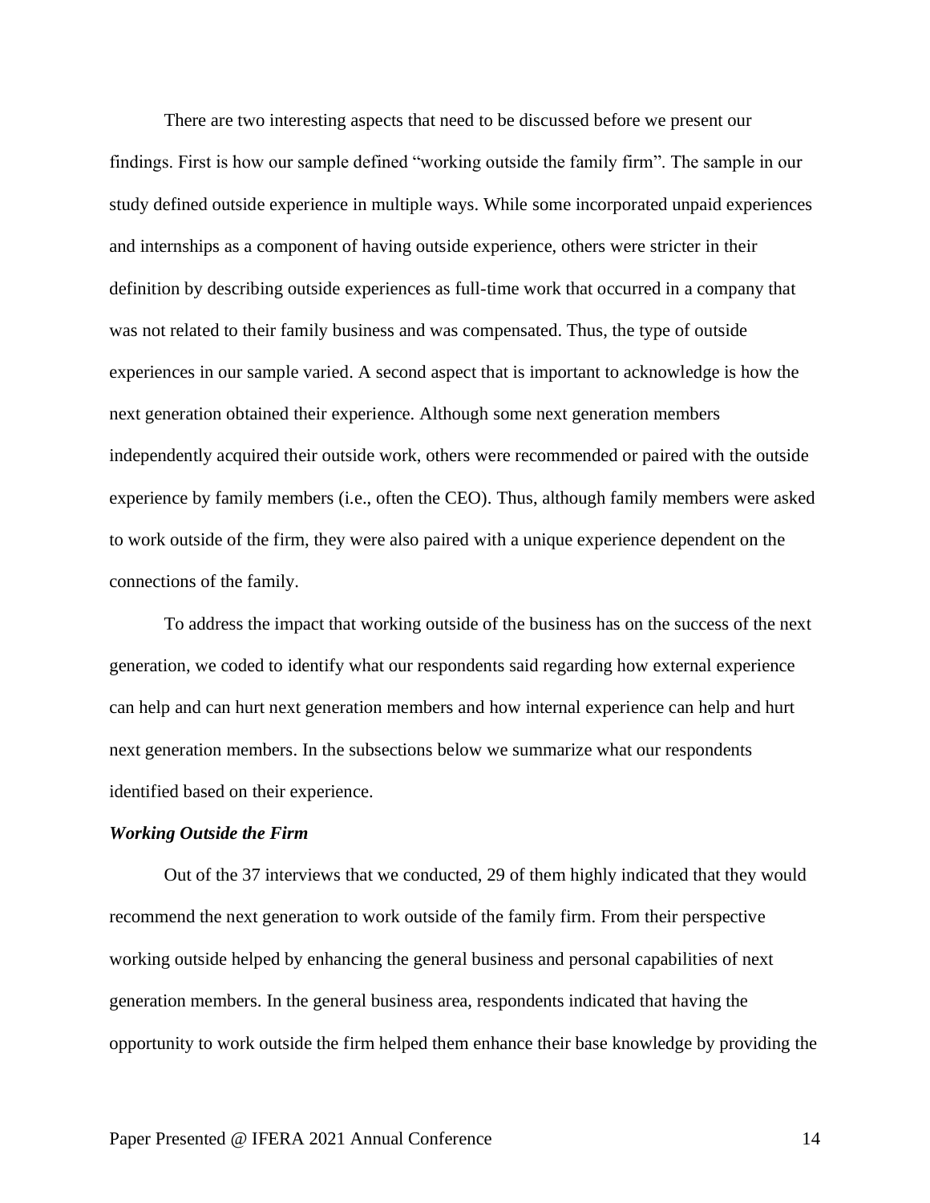There are two interesting aspects that need to be discussed before we present our findings. First is how our sample defined "working outside the family firm". The sample in our study defined outside experience in multiple ways. While some incorporated unpaid experiences and internships as a component of having outside experience, others were stricter in their definition by describing outside experiences as full-time work that occurred in a company that was not related to their family business and was compensated. Thus, the type of outside experiences in our sample varied. A second aspect that is important to acknowledge is how the next generation obtained their experience. Although some next generation members independently acquired their outside work, others were recommended or paired with the outside experience by family members (i.e., often the CEO). Thus, although family members were asked to work outside of the firm, they were also paired with a unique experience dependent on the connections of the family.

To address the impact that working outside of the business has on the success of the next generation, we coded to identify what our respondents said regarding how external experience can help and can hurt next generation members and how internal experience can help and hurt next generation members. In the subsections below we summarize what our respondents identified based on their experience.

***Working Outside the Firm***

Out of the 37 interviews that we conducted, 29 of them highly indicated that they would recommend the next generation to work outside of the family firm. From their perspective working outside helped by enhancing the general business and personal capabilities of next generation members. In the general business area, respondents indicated that having the opportunity to work outside the firm helped them enhance their base knowledge by providing the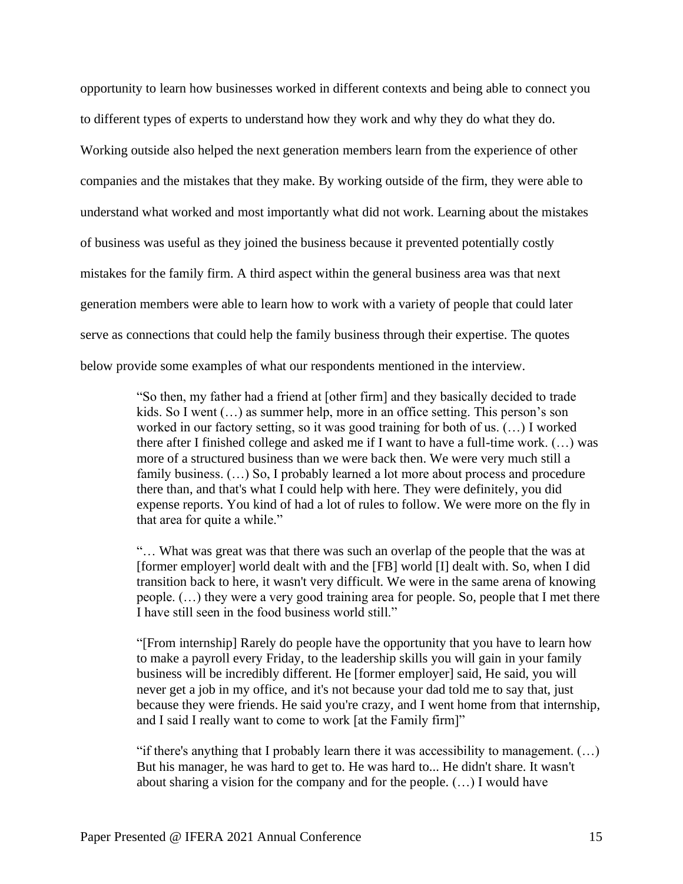opportunity to learn how businesses worked in different contexts and being able to connect you to different types of experts to understand how they work and why they do what they do. Working outside also helped the next generation members learn from the experience of other companies and the mistakes that they make. By working outside of the firm, they were able to understand what worked and most importantly what did not work. Learning about the mistakes of business was useful as they joined the business because it prevented potentially costly mistakes for the family firm. A third aspect within the general business area was that next generation members were able to learn how to work with a variety of people that could later serve as connections that could help the family business through their expertise. The quotes below provide some examples of what our respondents mentioned in the interview.

> "So then, my father had a friend at [other firm] and they basically decided to trade kids. So I went (…) as summer help, more in an office setting. This person's son worked in our factory setting, so it was good training for both of us. (…) I worked there after I finished college and asked me if I want to have a full-time work. (…) was more of a structured business than we were back then. We were very much still a family business. (…) So, I probably learned a lot more about process and procedure there than, and that's what I could help with here. They were definitely, you did expense reports. You kind of had a lot of rules to follow. We were more on the fly in that area for quite a while."

> "… What was great was that there was such an overlap of the people that the was at [former employer] world dealt with and the [FB] world [I] dealt with. So, when I did transition back to here, it wasn't very difficult. We were in the same arena of knowing people. (…) they were a very good training area for people. So, people that I met there I have still seen in the food business world still."

> "[From internship] Rarely do people have the opportunity that you have to learn how to make a payroll every Friday, to the leadership skills you will gain in your family business will be incredibly different. He [former employer] said, He said, you will never get a job in my office, and it's not because your dad told me to say that, just because they were friends. He said you're crazy, and I went home from that internship, and I said I really want to come to work [at the Family firm]"

> "if there's anything that I probably learn there it was accessibility to management. (…) But his manager, he was hard to get to. He was hard to... He didn't share. It wasn't about sharing a vision for the company and for the people. (…) I would have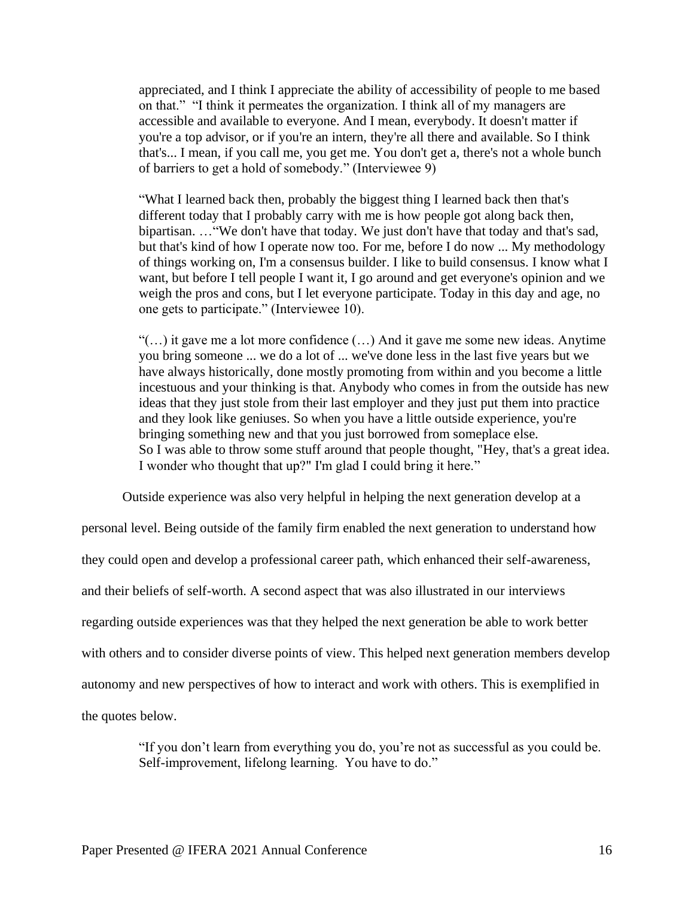> appreciated, and I think I appreciate the ability of accessibility of people to me based on that." "I think it permeates the organization. I think all of my managers are accessible and available to everyone. And I mean, everybody. It doesn't matter if you're a top advisor, or if you're an intern, they're all there and available. So I think that's... I mean, if you call me, you get me. You don't get a, there's not a whole bunch of barriers to get a hold of somebody." (Interviewee 9)

> "What I learned back then, probably the biggest thing I learned back then that's different today that I probably carry with me is how people got along back then, bipartisan. …"We don't have that today. We just don't have that today and that's sad, but that's kind of how I operate now too. For me, before I do now ... My methodology of things working on, I'm a consensus builder. I like to build consensus. I know what I want, but before I tell people I want it, I go around and get everyone's opinion and we weigh the pros and cons, but I let everyone participate. Today in this day and age, no one gets to participate." (Interviewee 10).

> "(…) it gave me a lot more confidence (…) And it gave me some new ideas. Anytime you bring someone ... we do a lot of ... we've done less in the last five years but we have always historically, done mostly promoting from within and you become a little incestuous and your thinking is that. Anybody who comes in from the outside has new ideas that they just stole from their last employer and they just put them into practice and they look like geniuses. So when you have a little outside experience, you're bringing something new and that you just borrowed from someplace else.
> So I was able to throw some stuff around that people thought, "Hey, that's a great idea. I wonder who thought that up?" I'm glad I could bring it here."

Outside experience was also very helpful in helping the next generation develop at a personal level. Being outside of the family firm enabled the next generation to understand how they could open and develop a professional career path, which enhanced their self-awareness, and their beliefs of self-worth. A second aspect that was also illustrated in our interviews regarding outside experiences was that they helped the next generation be able to work better with others and to consider diverse points of view. This helped next generation members develop autonomy and new perspectives of how to interact and work with others. This is exemplified in the quotes below.

> "If you don't learn from everything you do, you're not as successful as you could be. Self-improvement, lifelong learning. You have to do."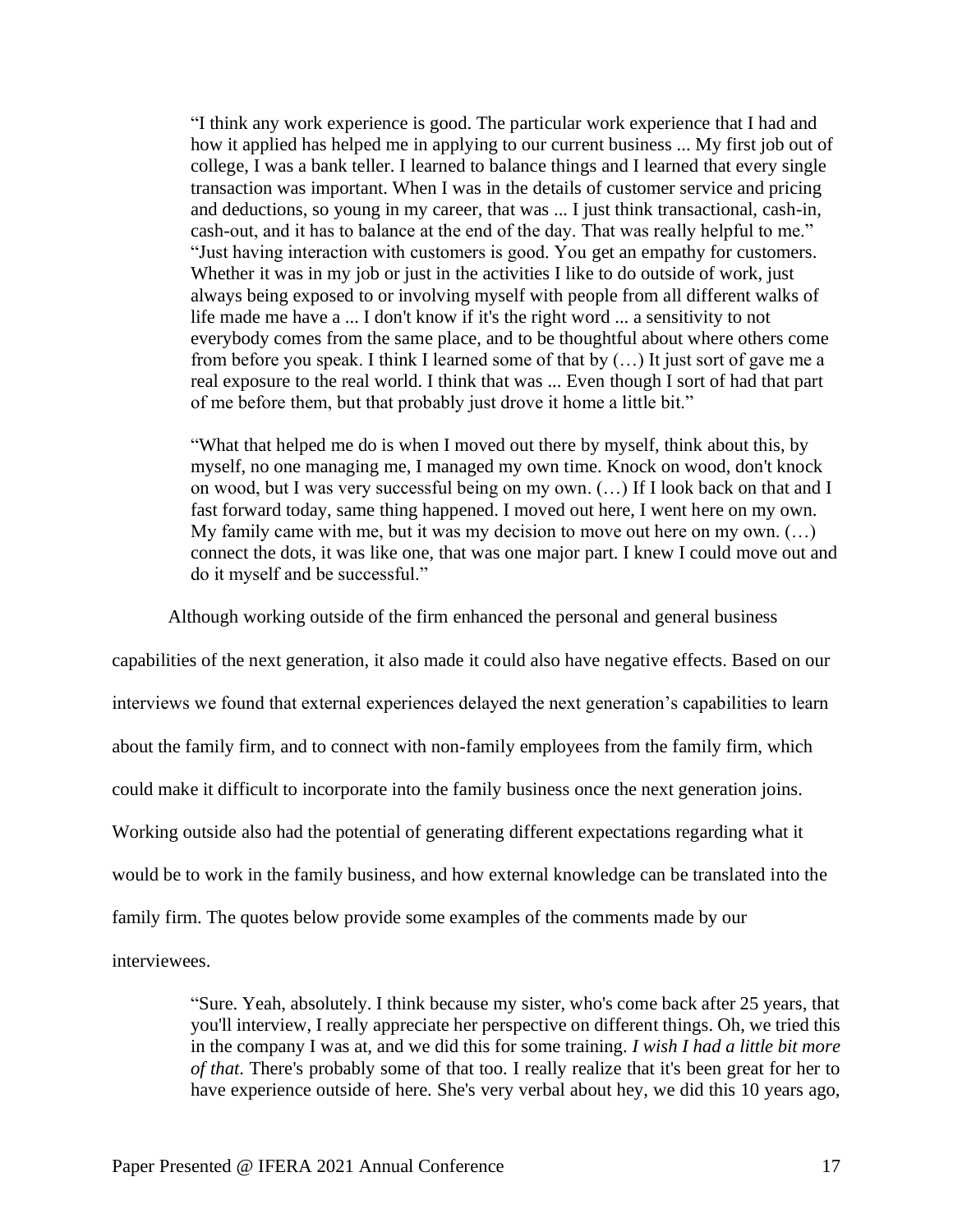> "I think any work experience is good. The particular work experience that I had and how it applied has helped me in applying to our current business ... My first job out of college, I was a bank teller. I learned to balance things and I learned that every single transaction was important. When I was in the details of customer service and pricing and deductions, so young in my career, that was ... I just think transactional, cash-in, cash-out, and it has to balance at the end of the day. That was really helpful to me." "Just having interaction with customers is good. You get an empathy for customers. Whether it was in my job or just in the activities I like to do outside of work, just always being exposed to or involving myself with people from all different walks of life made me have a ... I don't know if it's the right word ... a sensitivity to not everybody comes from the same place, and to be thoughtful about where others come from before you speak. I think I learned some of that by (…) It just sort of gave me a real exposure to the real world. I think that was ... Even though I sort of had that part of me before them, but that probably just drove it home a little bit."

> "What that helped me do is when I moved out there by myself, think about this, by myself, no one managing me, I managed my own time. Knock on wood, don't knock on wood, but I was very successful being on my own. (…) If I look back on that and I fast forward today, same thing happened. I moved out here, I went here on my own. My family came with me, but it was my decision to move out here on my own. (…) connect the dots, it was like one, that was one major part. I knew I could move out and do it myself and be successful."

Although working outside of the firm enhanced the personal and general business capabilities of the next generation, it also made it could also have negative effects. Based on our interviews we found that external experiences delayed the next generation's capabilities to learn about the family firm, and to connect with non-family employees from the family firm, which could make it difficult to incorporate into the family business once the next generation joins. Working outside also had the potential of generating different expectations regarding what it would be to work in the family business, and how external knowledge can be translated into the family firm. The quotes below provide some examples of the comments made by our interviewees.

> "Sure. Yeah, absolutely. I think because my sister, who's come back after 25 years, that you'll interview, I really appreciate her perspective on different things. Oh, we tried this in the company I was at, and we did this for some training. *I wish I had a little bit more of that*. There's probably some of that too. I really realize that it's been great for her to have experience outside of here. She's very verbal about hey, we did this 10 years ago,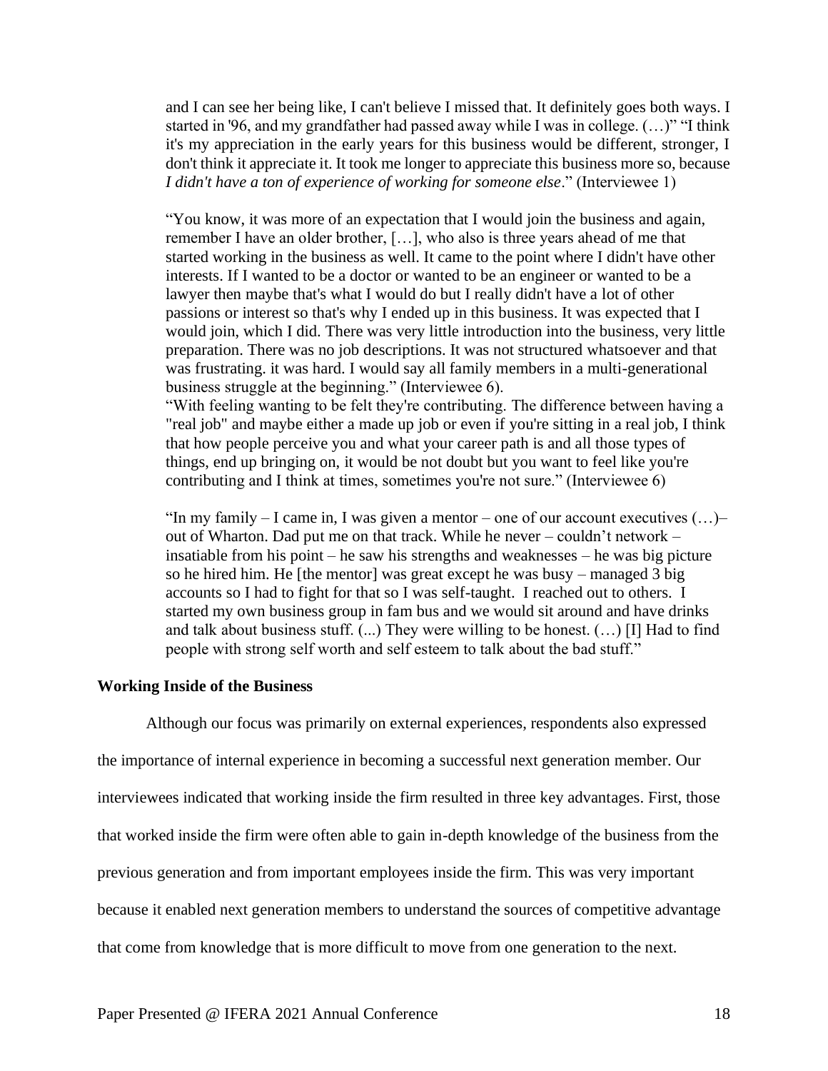and I can see her being like, I can't believe I missed that. It definitely goes both ways. I started in '96, and my grandfather had passed away while I was in college. (…)" "I think it's my appreciation in the early years for this business would be different, stronger, I don't think it appreciate it. It took me longer to appreciate this business more so, because *I didn't have a ton of experience of working for someone else*." (Interviewee 1)

"You know, it was more of an expectation that I would join the business and again, remember I have an older brother, […], who also is three years ahead of me that started working in the business as well. It came to the point where I didn't have other interests. If I wanted to be a doctor or wanted to be an engineer or wanted to be a lawyer then maybe that's what I would do but I really didn't have a lot of other passions or interest so that's why I ended up in this business. It was expected that I would join, which I did. There was very little introduction into the business, very little preparation. There was no job descriptions. It was not structured whatsoever and that was frustrating. it was hard. I would say all family members in a multi-generational business struggle at the beginning." (Interviewee 6).
"With feeling wanting to be felt they're contributing. The difference between having a "real job" and maybe either a made up job or even if you're sitting in a real job, I think that how people perceive you and what your career path is and all those types of things, end up bringing on, it would be not doubt but you want to feel like you're contributing and I think at times, sometimes you're not sure." (Interviewee 6)

"In my family – I came in, I was given a mentor – one of our account executives (…)– out of Wharton. Dad put me on that track. While he never – couldn't network – insatiable from his point – he saw his strengths and weaknesses – he was big picture so he hired him. He [the mentor] was great except he was busy – managed 3 big accounts so I had to fight for that so I was self-taught. I reached out to others. I started my own business group in fam bus and we would sit around and have drinks and talk about business stuff. (...) They were willing to be honest. (…) [I] Had to find people with strong self worth and self esteem to talk about the bad stuff."

**Working Inside of the Business**

Although our focus was primarily on external experiences, respondents also expressed the importance of internal experience in becoming a successful next generation member. Our interviewees indicated that working inside the firm resulted in three key advantages. First, those that worked inside the firm were often able to gain in-depth knowledge of the business from the previous generation and from important employees inside the firm. This was very important because it enabled next generation members to understand the sources of competitive advantage that come from knowledge that is more difficult to move from one generation to the next.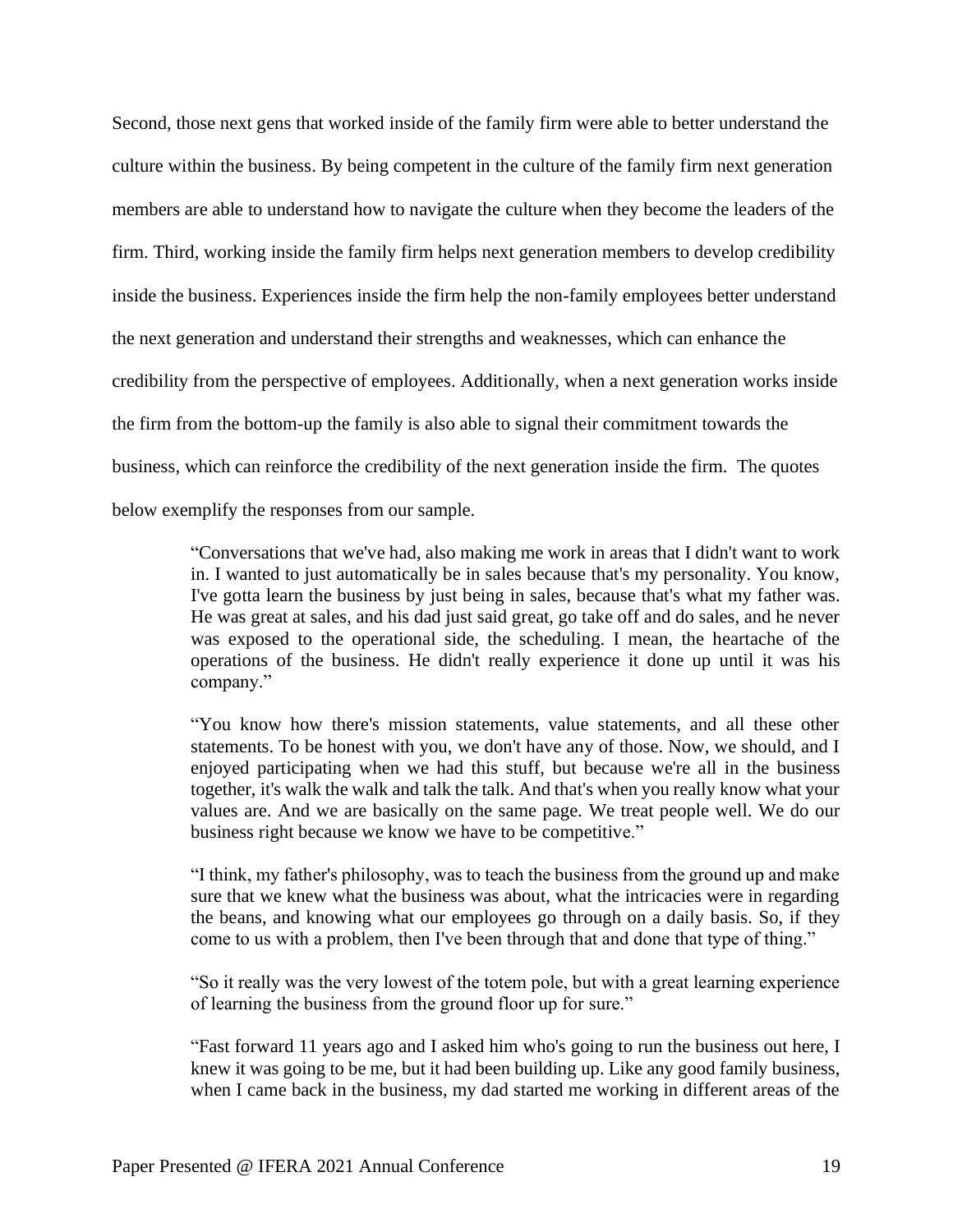Second, those next gens that worked inside of the family firm were able to better understand the culture within the business. By being competent in the culture of the family firm next generation members are able to understand how to navigate the culture when they become the leaders of the firm. Third, working inside the family firm helps next generation members to develop credibility inside the business. Experiences inside the firm help the non-family employees better understand the next generation and understand their strengths and weaknesses, which can enhance the credibility from the perspective of employees. Additionally, when a next generation works inside the firm from the bottom-up the family is also able to signal their commitment towards the business, which can reinforce the credibility of the next generation inside the firm. The quotes below exemplify the responses from our sample.

> "Conversations that we've had, also making me work in areas that I didn't want to work in. I wanted to just automatically be in sales because that's my personality. You know, I've gotta learn the business by just being in sales, because that's what my father was. He was great at sales, and his dad just said great, go take off and do sales, and he never was exposed to the operational side, the scheduling. I mean, the heartache of the operations of the business. He didn't really experience it done up until it was his company."

> "You know how there's mission statements, value statements, and all these other statements. To be honest with you, we don't have any of those. Now, we should, and I enjoyed participating when we had this stuff, but because we're all in the business together, it's walk the walk and talk the talk. And that's when you really know what your values are. And we are basically on the same page. We treat people well. We do our business right because we know we have to be competitive."

> "I think, my father's philosophy, was to teach the business from the ground up and make sure that we knew what the business was about, what the intricacies were in regarding the beans, and knowing what our employees go through on a daily basis. So, if they come to us with a problem, then I've been through that and done that type of thing."

> "So it really was the very lowest of the totem pole, but with a great learning experience of learning the business from the ground floor up for sure."

> "Fast forward 11 years ago and I asked him who's going to run the business out here, I knew it was going to be me, but it had been building up. Like any good family business, when I came back in the business, my dad started me working in different areas of the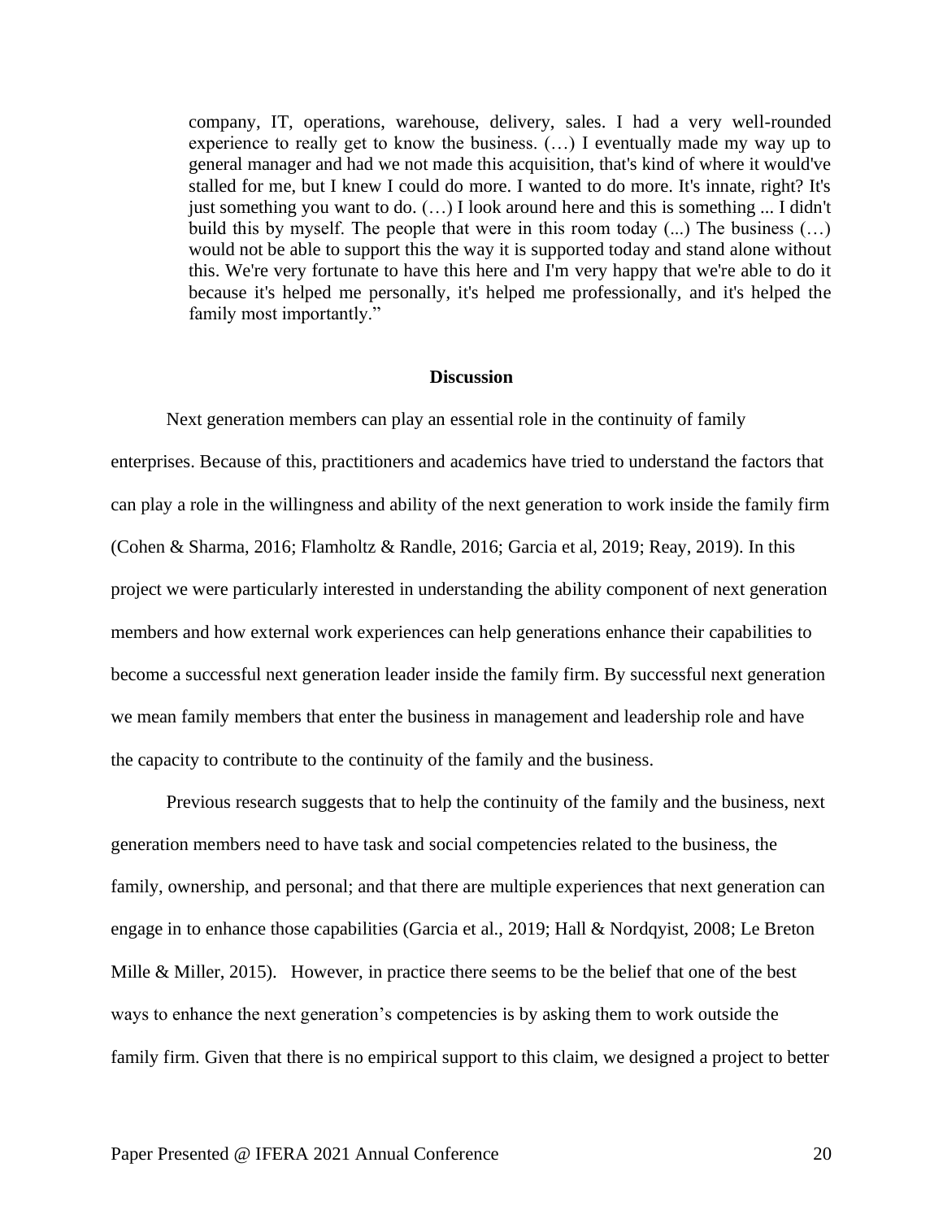> company, IT, operations, warehouse, delivery, sales. I had a very well-rounded experience to really get to know the business. (…) I eventually made my way up to general manager and had we not made this acquisition, that's kind of where it would've stalled for me, but I knew I could do more. I wanted to do more. It's innate, right? It's just something you want to do. (…) I look around here and this is something ... I didn't build this by myself. The people that were in this room today (...) The business (…) would not be able to support this the way it is supported today and stand alone without this. We're very fortunate to have this here and I'm very happy that we're able to do it because it's helped me personally, it's helped me professionally, and it's helped the family most importantly."

## Discussion

Next generation members can play an essential role in the continuity of family enterprises. Because of this, practitioners and academics have tried to understand the factors that can play a role in the willingness and ability of the next generation to work inside the family firm (Cohen & Sharma, 2016; Flamholtz & Randle, 2016; Garcia et al, 2019; Reay, 2019). In this project we were particularly interested in understanding the ability component of next generation members and how external work experiences can help generations enhance their capabilities to become a successful next generation leader inside the family firm. By successful next generation we mean family members that enter the business in management and leadership role and have the capacity to contribute to the continuity of the family and the business.

Previous research suggests that to help the continuity of the family and the business, next generation members need to have task and social competencies related to the business, the family, ownership, and personal; and that there are multiple experiences that next generation can engage in to enhance those capabilities (Garcia et al., 2019; Hall & Nordqyist, 2008; Le Breton Mille & Miller, 2015). However, in practice there seems to be the belief that one of the best ways to enhance the next generation's competencies is by asking them to work outside the family firm. Given that there is no empirical support to this claim, we designed a project to better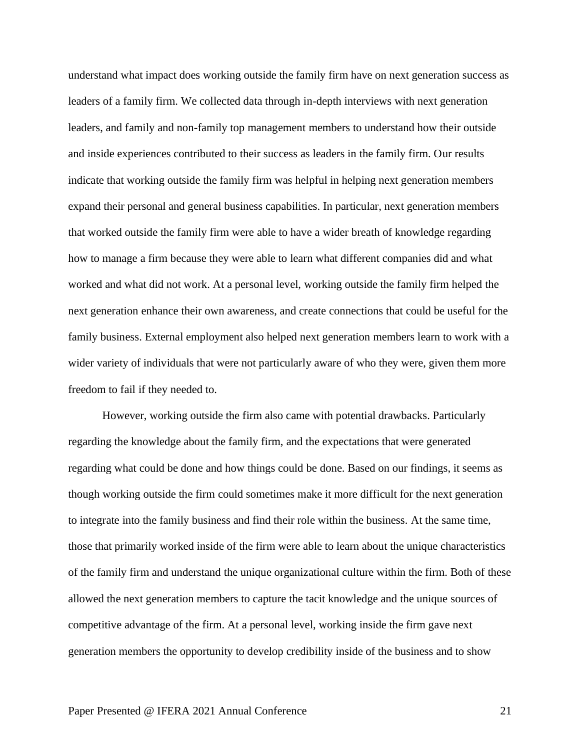understand what impact does working outside the family firm have on next generation success as leaders of a family firm. We collected data through in-depth interviews with next generation leaders, and family and non-family top management members to understand how their outside and inside experiences contributed to their success as leaders in the family firm. Our results indicate that working outside the family firm was helpful in helping next generation members expand their personal and general business capabilities. In particular, next generation members that worked outside the family firm were able to have a wider breath of knowledge regarding how to manage a firm because they were able to learn what different companies did and what worked and what did not work. At a personal level, working outside the family firm helped the next generation enhance their own awareness, and create connections that could be useful for the family business. External employment also helped next generation members learn to work with a wider variety of individuals that were not particularly aware of who they were, given them more freedom to fail if they needed to.

However, working outside the firm also came with potential drawbacks. Particularly regarding the knowledge about the family firm, and the expectations that were generated regarding what could be done and how things could be done. Based on our findings, it seems as though working outside the firm could sometimes make it more difficult for the next generation to integrate into the family business and find their role within the business. At the same time, those that primarily worked inside of the firm were able to learn about the unique characteristics of the family firm and understand the unique organizational culture within the firm. Both of these allowed the next generation members to capture the tacit knowledge and the unique sources of competitive advantage of the firm. At a personal level, working inside the firm gave next generation members the opportunity to develop credibility inside of the business and to show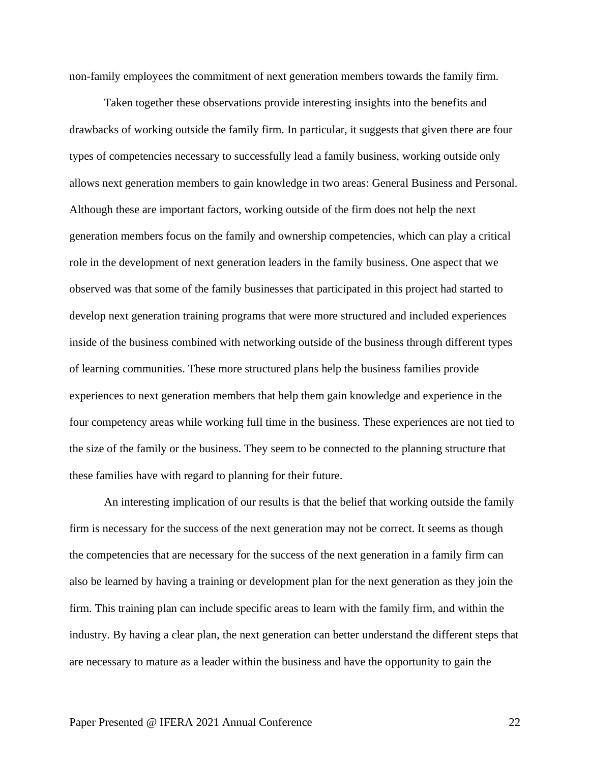non-family employees the commitment of next generation members towards the family firm.

Taken together these observations provide interesting insights into the benefits and drawbacks of working outside the family firm. In particular, it suggests that given there are four types of competencies necessary to successfully lead a family business, working outside only allows next generation members to gain knowledge in two areas: General Business and Personal. Although these are important factors, working outside of the firm does not help the next generation members focus on the family and ownership competencies, which can play a critical role in the development of next generation leaders in the family business. One aspect that we observed was that some of the family businesses that participated in this project had started to develop next generation training programs that were more structured and included experiences inside of the business combined with networking outside of the business through different types of learning communities. These more structured plans help the business families provide experiences to next generation members that help them gain knowledge and experience in the four competency areas while working full time in the business. These experiences are not tied to the size of the family or the business. They seem to be connected to the planning structure that these families have with regard to planning for their future.

An interesting implication of our results is that the belief that working outside the family firm is necessary for the success of the next generation may not be correct. It seems as though the competencies that are necessary for the success of the next generation in a family firm can also be learned by having a training or development plan for the next generation as they join the firm. This training plan can include specific areas to learn with the family firm, and within the industry. By having a clear plan, the next generation can better understand the different steps that are necessary to mature as a leader within the business and have the opportunity to gain the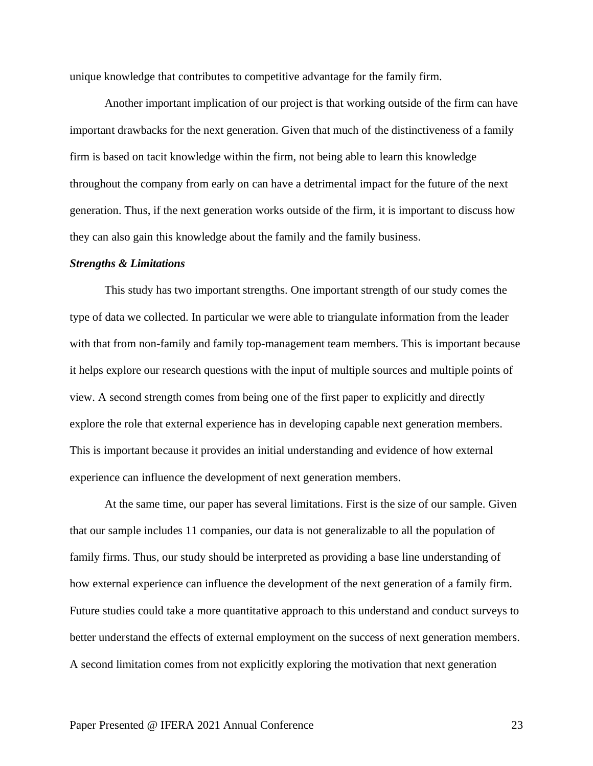unique knowledge that contributes to competitive advantage for the family firm.

Another important implication of our project is that working outside of the firm can have important drawbacks for the next generation. Given that much of the distinctiveness of a family firm is based on tacit knowledge within the firm, not being able to learn this knowledge throughout the company from early on can have a detrimental impact for the future of the next generation. Thus, if the next generation works outside of the firm, it is important to discuss how they can also gain this knowledge about the family and the family business.

***Strengths & Limitations***

This study has two important strengths. One important strength of our study comes the type of data we collected. In particular we were able to triangulate information from the leader with that from non-family and family top-management team members. This is important because it helps explore our research questions with the input of multiple sources and multiple points of view. A second strength comes from being one of the first paper to explicitly and directly explore the role that external experience has in developing capable next generation members. This is important because it provides an initial understanding and evidence of how external experience can influence the development of next generation members.

At the same time, our paper has several limitations. First is the size of our sample. Given that our sample includes 11 companies, our data is not generalizable to all the population of family firms. Thus, our study should be interpreted as providing a base line understanding of how external experience can influence the development of the next generation of a family firm. Future studies could take a more quantitative approach to this understand and conduct surveys to better understand the effects of external employment on the success of next generation members. A second limitation comes from not explicitly exploring the motivation that next generation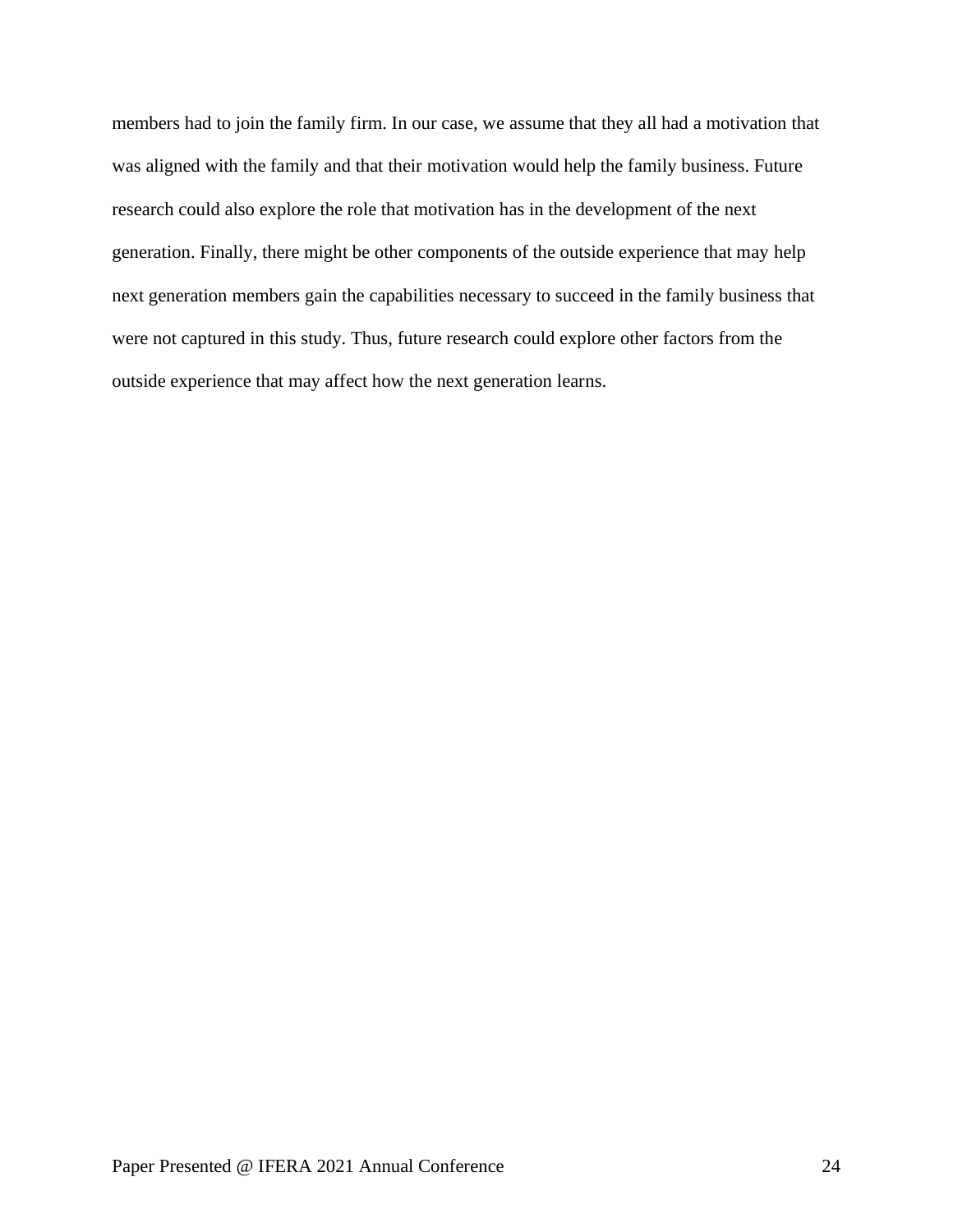members had to join the family firm. In our case, we assume that they all had a motivation that was aligned with the family and that their motivation would help the family business. Future research could also explore the role that motivation has in the development of the next generation. Finally, there might be other components of the outside experience that may help next generation members gain the capabilities necessary to succeed in the family business that were not captured in this study. Thus, future research could explore other factors from the outside experience that may affect how the next generation learns.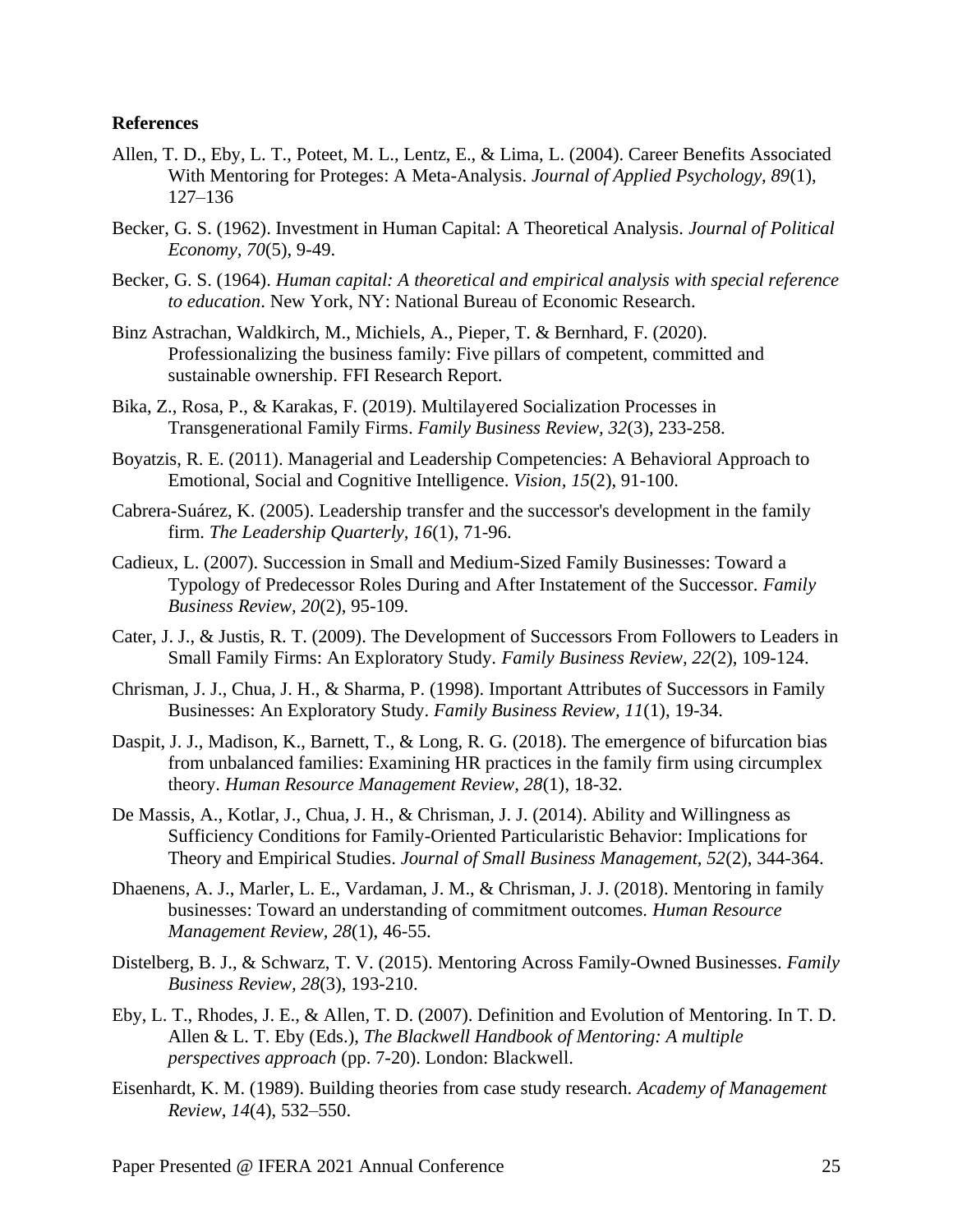**References**

Allen, T. D., Eby, L. T., Poteet, M. L., Lentz, E., & Lima, L. (2004). Career Benefits Associated With Mentoring for Proteges: A Meta-Analysis. *Journal of Applied Psychology, 89*(1), 127–136

Becker, G. S. (1962). Investment in Human Capital: A Theoretical Analysis. *Journal of Political Economy, 70*(5), 9-49.

Becker, G. S. (1964). *Human capital: A theoretical and empirical analysis with special reference to education*. New York, NY: National Bureau of Economic Research.

Binz Astrachan, Waldkirch, M., Michiels, A., Pieper, T. & Bernhard, F. (2020). Professionalizing the business family: Five pillars of competent, committed and sustainable ownership. FFI Research Report.

Bika, Z., Rosa, P., & Karakas, F. (2019). Multilayered Socialization Processes in Transgenerational Family Firms. *Family Business Review, 32*(3), 233-258.

Boyatzis, R. E. (2011). Managerial and Leadership Competencies: A Behavioral Approach to Emotional, Social and Cognitive Intelligence. *Vision, 15*(2), 91-100.

Cabrera-Suárez, K. (2005). Leadership transfer and the successor's development in the family firm. *The Leadership Quarterly, 16*(1), 71-96.

Cadieux, L. (2007). Succession in Small and Medium-Sized Family Businesses: Toward a Typology of Predecessor Roles During and After Instatement of the Successor. *Family Business Review, 20*(2), 95-109.

Cater, J. J., & Justis, R. T. (2009). The Development of Successors From Followers to Leaders in Small Family Firms: An Exploratory Study. *Family Business Review, 22*(2), 109-124.

Chrisman, J. J., Chua, J. H., & Sharma, P. (1998). Important Attributes of Successors in Family Businesses: An Exploratory Study. *Family Business Review, 11*(1), 19-34.

Daspit, J. J., Madison, K., Barnett, T., & Long, R. G. (2018). The emergence of bifurcation bias from unbalanced families: Examining HR practices in the family firm using circumplex theory. *Human Resource Management Review, 28*(1), 18-32.

De Massis, A., Kotlar, J., Chua, J. H., & Chrisman, J. J. (2014). Ability and Willingness as Sufficiency Conditions for Family-Oriented Particularistic Behavior: Implications for Theory and Empirical Studies. *Journal of Small Business Management, 52*(2), 344-364.

Dhaenens, A. J., Marler, L. E., Vardaman, J. M., & Chrisman, J. J. (2018). Mentoring in family businesses: Toward an understanding of commitment outcomes. *Human Resource Management Review, 28*(1), 46-55.

Distelberg, B. J., & Schwarz, T. V. (2015). Mentoring Across Family-Owned Businesses. *Family Business Review, 28*(3), 193-210.

Eby, L. T., Rhodes, J. E., & Allen, T. D. (2007). Definition and Evolution of Mentoring. In T. D. Allen & L. T. Eby (Eds.), *The Blackwell Handbook of Mentoring: A multiple perspectives approach* (pp. 7-20). London: Blackwell.

Eisenhardt, K. M. (1989). Building theories from case study research. *Academy of Management Review, 14*(4), 532–550.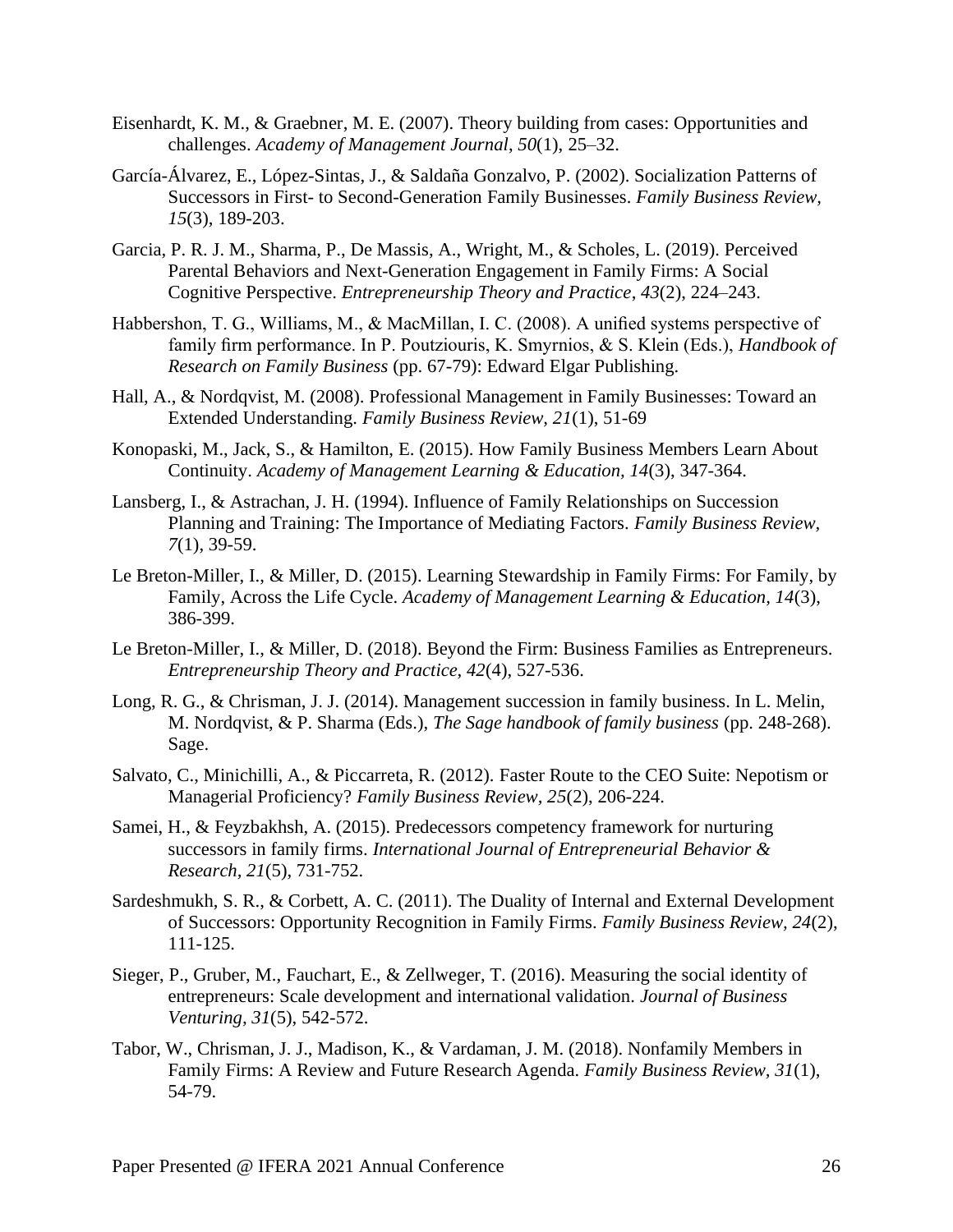Eisenhardt, K. M., & Graebner, M. E. (2007). Theory building from cases: Opportunities and challenges. *Academy of Management Journal*, *50*(1), 25–32.

García-Álvarez, E., López-Sintas, J., & Saldaña Gonzalvo, P. (2002). Socialization Patterns of Successors in First- to Second-Generation Family Businesses. *Family Business Review, 15*(3), 189-203.

Garcia, P. R. J. M., Sharma, P., De Massis, A., Wright, M., & Scholes, L. (2019). Perceived Parental Behaviors and Next-Generation Engagement in Family Firms: A Social Cognitive Perspective. *Entrepreneurship Theory and Practice*, *43*(2), 224–243.

Habbershon, T. G., Williams, M., & MacMillan, I. C. (2008). A unified systems perspective of family firm performance. In P. Poutziouris, K. Smyrnios, & S. Klein (Eds.), *Handbook of Research on Family Business* (pp. 67-79): Edward Elgar Publishing.

Hall, A., & Nordqvist, M. (2008). Professional Management in Family Businesses: Toward an Extended Understanding. *Family Business Review*, *21*(1), 51-69

Konopaski, M., Jack, S., & Hamilton, E. (2015). How Family Business Members Learn About Continuity. *Academy of Management Learning & Education, 14*(3), 347-364.

Lansberg, I., & Astrachan, J. H. (1994). Influence of Family Relationships on Succession Planning and Training: The Importance of Mediating Factors. *Family Business Review*, *7*(1), 39-59.

Le Breton-Miller, I., & Miller, D. (2015). Learning Stewardship in Family Firms: For Family, by Family, Across the Life Cycle. *Academy of Management Learning & Education, 14*(3), 386-399.

Le Breton-Miller, I., & Miller, D. (2018). Beyond the Firm: Business Families as Entrepreneurs. *Entrepreneurship Theory and Practice, 42*(4), 527-536.

Long, R. G., & Chrisman, J. J. (2014). Management succession in family business. In L. Melin, M. Nordqvist, & P. Sharma (Eds.), *The Sage handbook of family business* (pp. 248-268). Sage.

Salvato, C., Minichilli, A., & Piccarreta, R. (2012). Faster Route to the CEO Suite: Nepotism or Managerial Proficiency? *Family Business Review*, *25*(2), 206-224.

Samei, H., & Feyzbakhsh, A. (2015). Predecessors competency framework for nurturing successors in family firms. *International Journal of Entrepreneurial Behavior & Research, 21*(5), 731-752.

Sardeshmukh, S. R., & Corbett, A. C. (2011). The Duality of Internal and External Development of Successors: Opportunity Recognition in Family Firms. *Family Business Review, 24*(2), 111-125.

Sieger, P., Gruber, M., Fauchart, E., & Zellweger, T. (2016). Measuring the social identity of entrepreneurs: Scale development and international validation. *Journal of Business Venturing, 31*(5), 542-572.

Tabor, W., Chrisman, J. J., Madison, K., & Vardaman, J. M. (2018). Nonfamily Members in Family Firms: A Review and Future Research Agenda. *Family Business Review, 31*(1), 54-79.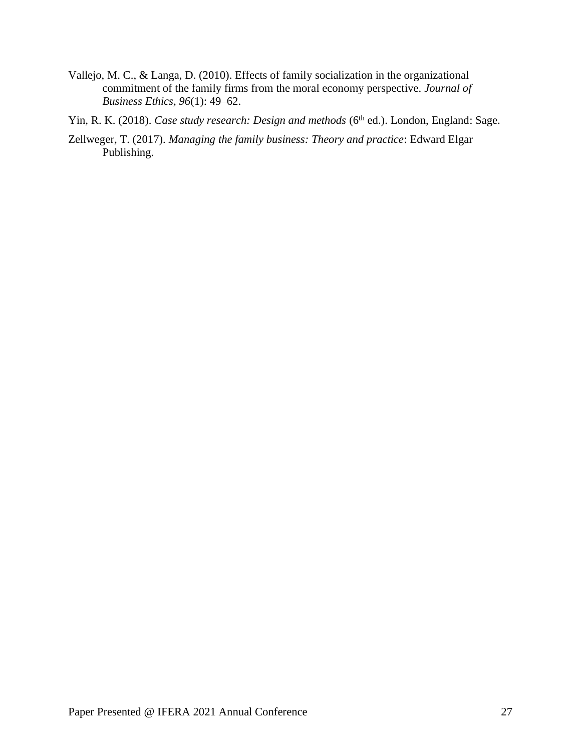Vallejo, M. C., & Langa, D. (2010). Effects of family socialization in the organizational commitment of the family firms from the moral economy perspective. *Journal of Business Ethics*, *96*(1): 49–62.

Yin, R. K. (2018). *Case study research: Design and methods* ($6^{th}$ ed.). London, England: Sage.

Zellweger, T. (2017). *Managing the family business: Theory and practice*: Edward Elgar Publishing.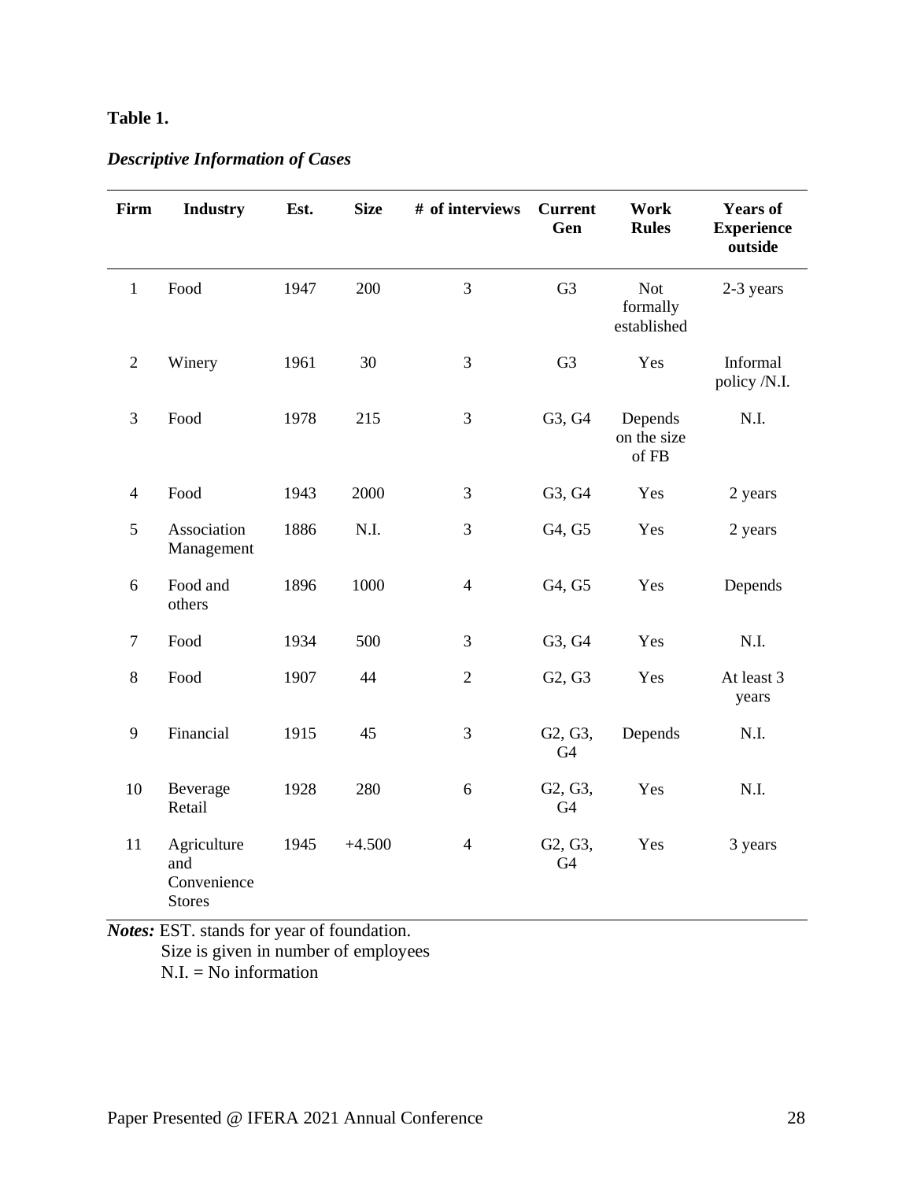**Table 1.**

***Descriptive Information of Cases***

| Firm | Industry | Est. | Size | # of interviews | Current Gen | Work Rules | Years of Experience outside |
|---|---|---|---|---|---|---|---|
| 1 | Food | 1947 | 200 | 3 | G3 | Not formally established | 2-3 years |
| 2 | Winery | 1961 | 30 | 3 | G3 | Yes | Informal policy /N.I. |
| 3 | Food | 1978 | 215 | 3 | G3, G4 | Depends on the size of FB | N.I. |
| 4 | Food | 1943 | 2000 | 3 | G3, G4 | Yes | 2 years |
| 5 | Association Management | 1886 | N.I. | 3 | G4, G5 | Yes | 2 years |
| 6 | Food and others | 1896 | 1000 | 4 | G4, G5 | Yes | Depends |
| 7 | Food | 1934 | 500 | 3 | G3, G4 | Yes | N.I. |
| 8 | Food | 1907 | 44 | 2 | G2, G3 | Yes | At least 3 years |
| 9 | Financial | 1915 | 45 | 3 | G2, G3, G4 | Depends | N.I. |
| 10 | Beverage Retail | 1928 | 280 | 6 | G2, G3, G4 | Yes | N.I. |
| 11 | Agriculture and Convenience Stores | 1945 | +4.500 | 4 | G2, G3, G4 | Yes | 3 years |

***Notes:*** EST. stands for year of foundation.
Size is given in number of employees
N.I. = No information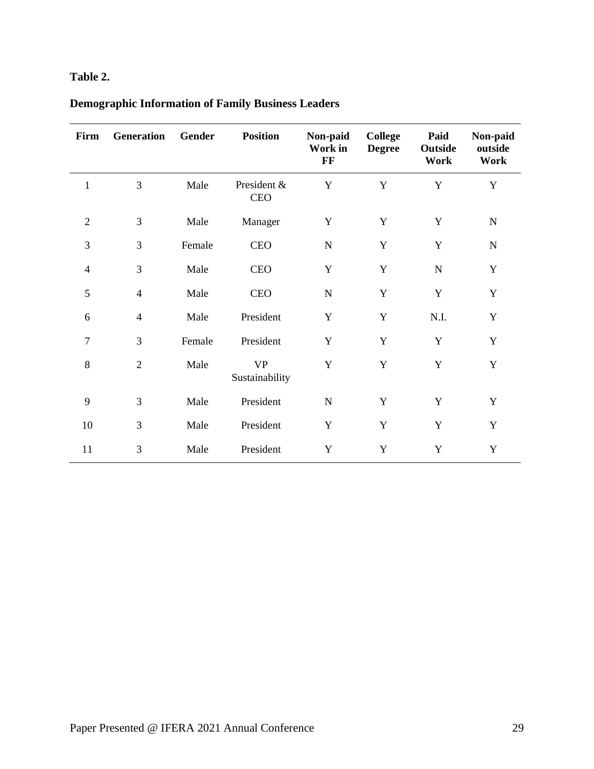**Table 2.**

**Demographic Information of Family Business Leaders**

| Firm | Generation | Gender | Position | Non-paid Work in FF | College Degree | Paid Outside Work | Non-paid outside Work |
|---|---|---|---|---|---|---|---|
| 1 | 3 | Male | President & CEO | Y | Y | Y | Y |
| 2 | 3 | Male | Manager | Y | Y | Y | N |
| 3 | 3 | Female | CEO | N | Y | Y | N |
| 4 | 3 | Male | CEO | Y | Y | N | Y |
| 5 | 4 | Male | CEO | N | Y | Y | Y |
| 6 | 4 | Male | President | Y | Y | N.I. | Y |
| 7 | 3 | Female | President | Y | Y | Y | Y |
| 8 | 2 | Male | VP Sustainability | Y | Y | Y | Y |
| 9 | 3 | Male | President | N | Y | Y | Y |
| 10 | 3 | Male | President | Y | Y | Y | Y |
| 11 | 3 | Male | President | Y | Y | Y | Y |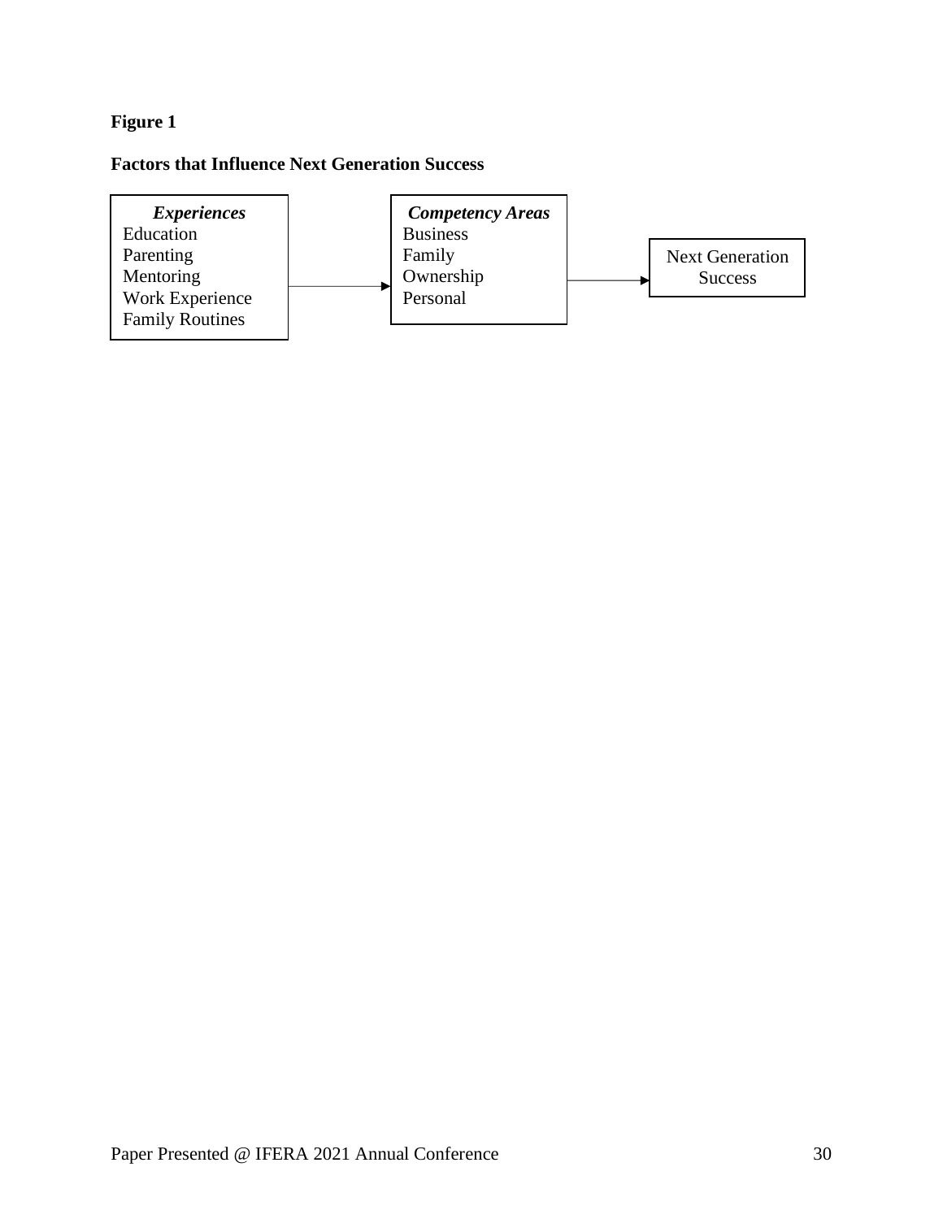**Figure 1**

**Factors that Influence Next Generation Success**

***Experiences***
Education
Parenting
Mentoring
Work Experience
Family Routines

***Competency Areas***
Business
Family
Ownership
Personal

Next Generation Success